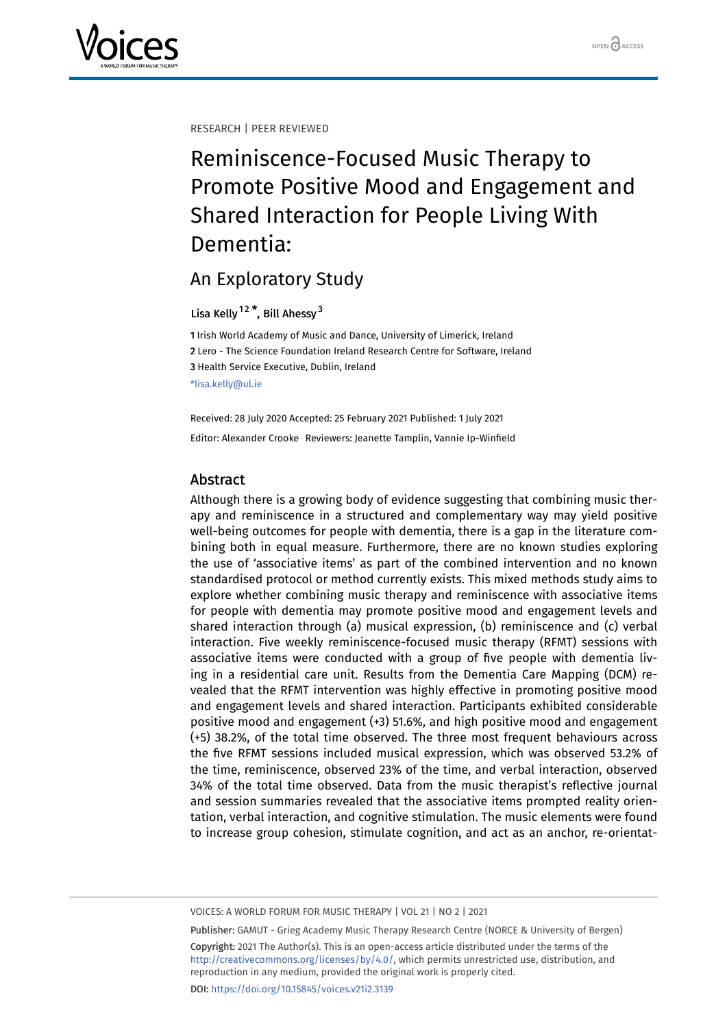RESEARCH | PEER REVIEWED

# Reminiscence-Focused Music Therapy to Promote Positive Mood and Engagement and Shared Interaction for People Living With Dementia:

## An Exploratory Study

Lisa Kelly [1,2] *, Bill Ahessy [3]

1 Irish World Academy of Music and Dance, University of Limerick, Ireland
2 Lero - The Science Foundation Ireland Research Centre for Software, Ireland
3 Health Service Executive, Dublin, Ireland
*lisa.kelly@ul.ie

Received: 28 July 2020 Accepted: 25 February 2021 Published: 1 July 2021

Editor: Alexander Crooke Reviewers: Jeanette Tamplin, Vannie Ip-Winfield

## Abstract

Although there is a growing body of evidence suggesting that combining music therapy and reminiscence in a structured and complementary way may yield positive well-being outcomes for people with dementia, there is a gap in the literature combining both in equal measure. Furthermore, there are no known studies exploring the use of 'associative items' as part of the combined intervention and no known standardised protocol or method currently exists. This mixed methods study aims to explore whether combining music therapy and reminiscence with associative items for people with dementia may promote positive mood and engagement levels and shared interaction through (a) musical expression, (b) reminiscence and (c) verbal interaction. Five weekly reminiscence-focused music therapy (RFMT) sessions with associative items were conducted with a group of five people with dementia living in a residential care unit. Results from the Dementia Care Mapping (DCM) revealed that the RFMT intervention was highly effective in promoting positive mood and engagement levels and shared interaction. Participants exhibited considerable positive mood and engagement (+3) 51.6%, and high positive mood and engagement (+5) 38.2%, of the total time observed. The three most frequent behaviours across the five RFMT sessions included musical expression, which was observed 53.2% of the time, reminiscence, observed 23% of the time, and verbal interaction, observed 34% of the total time observed. Data from the music therapist's reflective journal and session summaries revealed that the associative items prompted reality orientation, verbal interaction, and cognitive stimulation. The music elements were found to increase group cohesion, stimulate cognition, and act as an anchor, re-orientat-

Publisher: GAMUT - Grieg Academy Music Therapy Research Centre (NORCE & University of Bergen)

Copyright: 2021 The Author(s). This is an open-access article distributed under the terms of the http://creativecommons.org/licenses/by/4.0/, which permits unrestricted use, distribution, and reproduction in any medium, provided the original work is properly cited.

DOI: https://doi.org/10.15845/voices.v21i2.3139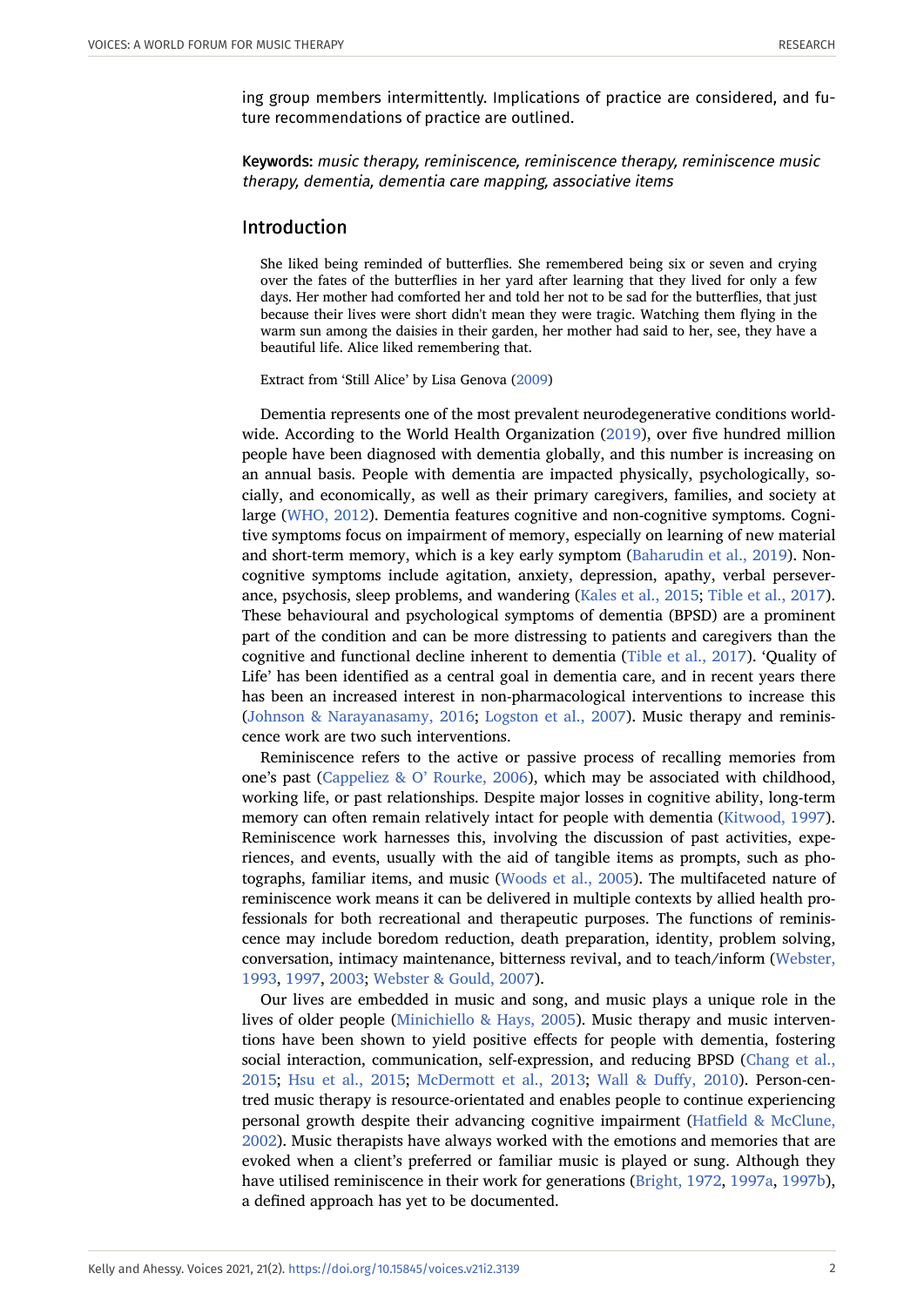ing group members intermittently. Implications of practice are considered, and future recommendations of practice are outlined.

**Keywords:** *music therapy, reminiscence, reminiscence therapy, reminiscence music therapy, dementia, dementia care mapping, associative items*

## Introduction

> She liked being reminded of butterflies. She remembered being six or seven and crying over the fates of the butterflies in her yard after learning that they lived for only a few days. Her mother had comforted her and told her not to be sad for the butterflies, that just because their lives were short didn't mean they were tragic. Watching them flying in the warm sun among the daisies in their garden, her mother had said to her, see, they have a beautiful life. Alice liked remembering that.
>
> Extract from 'Still Alice' by Lisa Genova (2009)

Dementia represents one of the most prevalent neurodegenerative conditions worldwide. According to the World Health Organization (2019), over five hundred million people have been diagnosed with dementia globally, and this number is increasing on an annual basis. People with dementia are impacted physically, psychologically, socially, and economically, as well as their primary caregivers, families, and society at large (WHO, 2012). Dementia features cognitive and non-cognitive symptoms. Cognitive symptoms focus on impairment of memory, especially on learning of new material and short-term memory, which is a key early symptom (Baharudin et al., 2019). Non-cognitive symptoms include agitation, anxiety, depression, apathy, verbal perseverance, psychosis, sleep problems, and wandering (Kales et al., 2015; Tible et al., 2017). These behavioural and psychological symptoms of dementia (BPSD) are a prominent part of the condition and can be more distressing to patients and caregivers than the cognitive and functional decline inherent to dementia (Tible et al., 2017). 'Quality of Life' has been identified as a central goal in dementia care, and in recent years there has been an increased interest in non-pharmacological interventions to increase this (Johnson & Narayanasamy, 2016; Logston et al., 2007). Music therapy and reminiscence work are two such interventions.

Reminiscence refers to the active or passive process of recalling memories from one's past (Cappeliez & O' Rourke, 2006), which may be associated with childhood, working life, or past relationships. Despite major losses in cognitive ability, long-term memory can often remain relatively intact for people with dementia (Kitwood, 1997). Reminiscence work harnesses this, involving the discussion of past activities, experiences, and events, usually with the aid of tangible items as prompts, such as photographs, familiar items, and music (Woods et al., 2005). The multifaceted nature of reminiscence work means it can be delivered in multiple contexts by allied health professionals for both recreational and therapeutic purposes. The functions of reminiscence may include boredom reduction, death preparation, identity, problem solving, conversation, intimacy maintenance, bitterness revival, and to teach/inform (Webster, 1993, 1997, 2003; Webster & Gould, 2007).

Our lives are embedded in music and song, and music plays a unique role in the lives of older people (Minichiello & Hays, 2005). Music therapy and music interventions have been shown to yield positive effects for people with dementia, fostering social interaction, communication, self-expression, and reducing BPSD (Chang et al., 2015; Hsu et al., 2015; McDermott et al., 2013; Wall & Duffy, 2010). Person-centred music therapy is resource-orientated and enables people to continue experiencing personal growth despite their advancing cognitive impairment (Hatfield & McClune, 2002). Music therapists have always worked with the emotions and memories that are evoked when a client's preferred or familiar music is played or sung. Although they have utilised reminiscence in their work for generations (Bright, 1972, 1997a, 1997b), a defined approach has yet to be documented.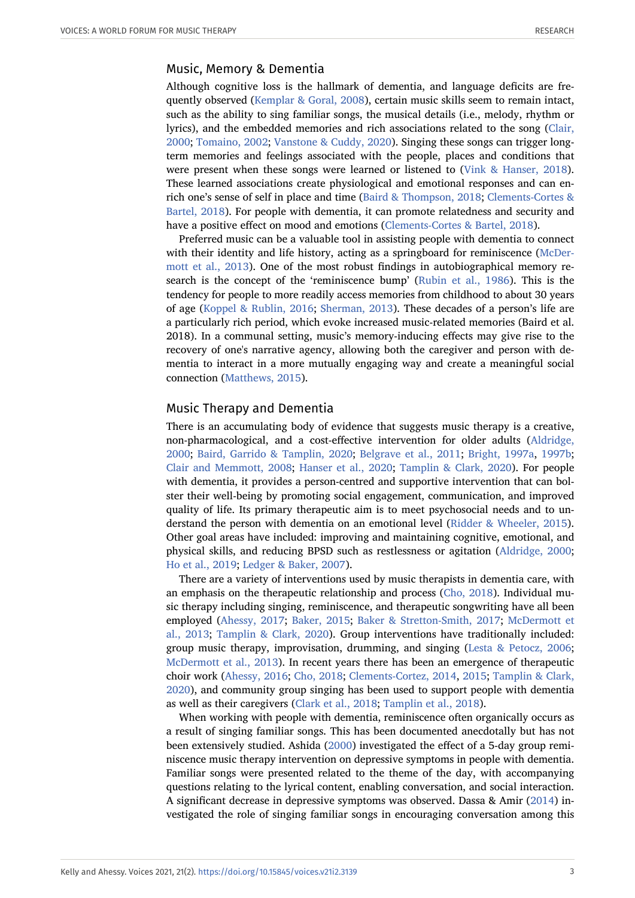## Music, Memory & Dementia

Although cognitive loss is the hallmark of dementia, and language deficits are frequently observed (Kemplar & Goral, 2008), certain music skills seem to remain intact, such as the ability to sing familiar songs, the musical details (i.e., melody, rhythm or lyrics), and the embedded memories and rich associations related to the song (Clair, 2000; Tomaino, 2002; Vanstone & Cuddy, 2020). Singing these songs can trigger long-term memories and feelings associated with the people, places and conditions that were present when these songs were learned or listened to (Vink & Hanser, 2018). These learned associations create physiological and emotional responses and can enrich one's sense of self in place and time (Baird & Thompson, 2018; Clements-Cortes & Bartel, 2018). For people with dementia, it can promote relatedness and security and have a positive effect on mood and emotions (Clements-Cortes & Bartel, 2018).

Preferred music can be a valuable tool in assisting people with dementia to connect with their identity and life history, acting as a springboard for reminiscence (McDermott et al., 2013). One of the most robust findings in autobiographical memory research is the concept of the 'reminiscence bump' (Rubin et al., 1986). This is the tendency for people to more readily access memories from childhood to about 30 years of age (Koppel & Rublin, 2016; Sherman, 2013). These decades of a person's life are a particularly rich period, which evoke increased music-related memories (Baird et al. 2018). In a communal setting, music's memory-inducing effects may give rise to the recovery of one's narrative agency, allowing both the caregiver and person with dementia to interact in a more mutually engaging way and create a meaningful social connection (Matthews, 2015).

## Music Therapy and Dementia

There is an accumulating body of evidence that suggests music therapy is a creative, non-pharmacological, and a cost-effective intervention for older adults (Aldridge, 2000; Baird, Garrido & Tamplin, 2020; Belgrave et al., 2011; Bright, 1997a, 1997b; Clair and Memmott, 2008; Hanser et al., 2020; Tamplin & Clark, 2020). For people with dementia, it provides a person-centred and supportive intervention that can bolster their well-being by promoting social engagement, communication, and improved quality of life. Its primary therapeutic aim is to meet psychosocial needs and to understand the person with dementia on an emotional level (Ridder & Wheeler, 2015). Other goal areas have included: improving and maintaining cognitive, emotional, and physical skills, and reducing BPSD such as restlessness or agitation (Aldridge, 2000; Ho et al., 2019; Ledger & Baker, 2007).

There are a variety of interventions used by music therapists in dementia care, with an emphasis on the therapeutic relationship and process (Cho, 2018). Individual music therapy including singing, reminiscence, and therapeutic songwriting have all been employed (Ahessy, 2017; Baker, 2015; Baker & Stretton-Smith, 2017; McDermott et al., 2013; Tamplin & Clark, 2020). Group interventions have traditionally included: group music therapy, improvisation, drumming, and singing (Lesta & Petocz, 2006; McDermott et al., 2013). In recent years there has been an emergence of therapeutic choir work (Ahessy, 2016; Cho, 2018; Clements-Cortez, 2014, 2015; Tamplin & Clark, 2020), and community group singing has been used to support people with dementia as well as their caregivers (Clark et al., 2018; Tamplin et al., 2018).

When working with people with dementia, reminiscence often organically occurs as a result of singing familiar songs. This has been documented anecdotally but has not been extensively studied. Ashida (2000) investigated the effect of a 5-day group reminiscence music therapy intervention on depressive symptoms in people with dementia. Familiar songs were presented related to the theme of the day, with accompanying questions relating to the lyrical content, enabling conversation, and social interaction. A significant decrease in depressive symptoms was observed. Dassa & Amir (2014) investigated the role of singing familiar songs in encouraging conversation among this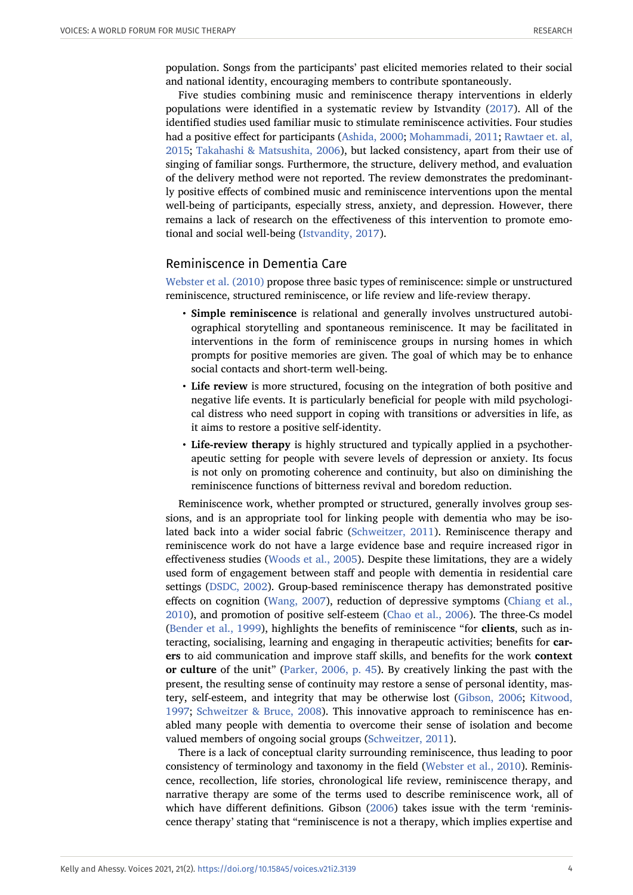population. Songs from the participants' past elicited memories related to their social and national identity, encouraging members to contribute spontaneously.

Five studies combining music and reminiscence therapy interventions in elderly populations were identified in a systematic review by Istvandity (2017). All of the identified studies used familiar music to stimulate reminiscence activities. Four studies had a positive effect for participants (Ashida, 2000; Mohammadi, 2011; Rawtaer et. al, 2015; Takahashi & Matsushita, 2006), but lacked consistency, apart from their use of singing of familiar songs. Furthermore, the structure, delivery method, and evaluation of the delivery method were not reported. The review demonstrates the predominantly positive effects of combined music and reminiscence interventions upon the mental well-being of participants, especially stress, anxiety, and depression. However, there remains a lack of research on the effectiveness of this intervention to promote emotional and social well-being (Istvandity, 2017).

## Reminiscence in Dementia Care

Webster et al. (2010) propose three basic types of reminiscence: simple or unstructured reminiscence, structured reminiscence, or life review and life-review therapy.

- **Simple reminiscence** is relational and generally involves unstructured autobiographical storytelling and spontaneous reminiscence. It may be facilitated in interventions in the form of reminiscence groups in nursing homes in which prompts for positive memories are given. The goal of which may be to enhance social contacts and short-term well-being.
- **Life review** is more structured, focusing on the integration of both positive and negative life events. It is particularly beneficial for people with mild psychological distress who need support in coping with transitions or adversities in life, as it aims to restore a positive self-identity.
- **Life-review therapy** is highly structured and typically applied in a psychotherapeutic setting for people with severe levels of depression or anxiety. Its focus is not only on promoting coherence and continuity, but also on diminishing the reminiscence functions of bitterness revival and boredom reduction.

Reminiscence work, whether prompted or structured, generally involves group sessions, and is an appropriate tool for linking people with dementia who may be isolated back into a wider social fabric (Schweitzer, 2011). Reminiscence therapy and reminiscence work do not have a large evidence base and require increased rigor in effectiveness studies (Woods et al., 2005). Despite these limitations, they are a widely used form of engagement between staff and people with dementia in residential care settings (DSDC, 2002). Group-based reminiscence therapy has demonstrated positive effects on cognition (Wang, 2007), reduction of depressive symptoms (Chiang et al., 2010), and promotion of positive self-esteem (Chao et al., 2006). The three-Cs model (Bender et al., 1999), highlights the benefits of reminiscence "for **clients**, such as interacting, socialising, learning and engaging in therapeutic activities; benefits for **carers** to aid communication and improve staff skills, and benefits for the work **context or culture** of the unit" (Parker, 2006, p. 45). By creatively linking the past with the present, the resulting sense of continuity may restore a sense of personal identity, mastery, self-esteem, and integrity that may be otherwise lost (Gibson, 2006; Kitwood, 1997; Schweitzer & Bruce, 2008). This innovative approach to reminiscence has enabled many people with dementia to overcome their sense of isolation and become valued members of ongoing social groups (Schweitzer, 2011).

There is a lack of conceptual clarity surrounding reminiscence, thus leading to poor consistency of terminology and taxonomy in the field (Webster et al., 2010). Reminiscence, recollection, life stories, chronological life review, reminiscence therapy, and narrative therapy are some of the terms used to describe reminiscence work, all of which have different definitions. Gibson (2006) takes issue with the term 'reminiscence therapy' stating that "reminiscence is not a therapy, which implies expertise and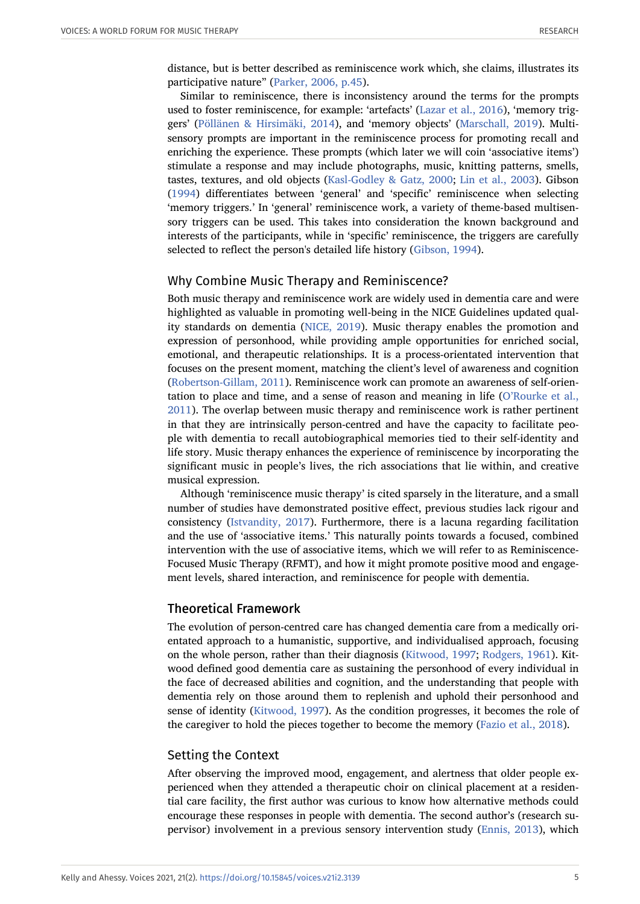distance, but is better described as reminiscence work which, she claims, illustrates its participative nature" (Parker, 2006, p.45).

Similar to reminiscence, there is inconsistency around the terms for the prompts used to foster reminiscence, for example: 'artefacts' (Lazar et al., 2016), 'memory triggers' (Pöllänen & Hirsimäki, 2014), and 'memory objects' (Marschall, 2019). Multisensory prompts are important in the reminiscence process for promoting recall and enriching the experience. These prompts (which later we will coin 'associative items') stimulate a response and may include photographs, music, knitting patterns, smells, tastes, textures, and old objects (Kasl-Godley & Gatz, 2000; Lin et al., 2003). Gibson (1994) differentiates between 'general' and 'specific' reminiscence when selecting 'memory triggers.' In 'general' reminiscence work, a variety of theme-based multisensory triggers can be used. This takes into consideration the known background and interests of the participants, while in 'specific' reminiscence, the triggers are carefully selected to reflect the person's detailed life history (Gibson, 1994).

## Why Combine Music Therapy and Reminiscence?

Both music therapy and reminiscence work are widely used in dementia care and were highlighted as valuable in promoting well-being in the NICE Guidelines updated quality standards on dementia (NICE, 2019). Music therapy enables the promotion and expression of personhood, while providing ample opportunities for enriched social, emotional, and therapeutic relationships. It is a process-orientated intervention that focuses on the present moment, matching the client's level of awareness and cognition (Robertson-Gillam, 2011). Reminiscence work can promote an awareness of self-orientation to place and time, and a sense of reason and meaning in life (O'Rourke et al., 2011). The overlap between music therapy and reminiscence work is rather pertinent in that they are intrinsically person-centred and have the capacity to facilitate people with dementia to recall autobiographical memories tied to their self-identity and life story. Music therapy enhances the experience of reminiscence by incorporating the significant music in people's lives, the rich associations that lie within, and creative musical expression.

Although 'reminiscence music therapy' is cited sparsely in the literature, and a small number of studies have demonstrated positive effect, previous studies lack rigour and consistency (Istvandity, 2017). Furthermore, there is a lacuna regarding facilitation and the use of 'associative items.' This naturally points towards a focused, combined intervention with the use of associative items, which we will refer to as Reminiscence-Focused Music Therapy (RFMT), and how it might promote positive mood and engagement levels, shared interaction, and reminiscence for people with dementia.

## Theoretical Framework

The evolution of person-centred care has changed dementia care from a medically orientated approach to a humanistic, supportive, and individualised approach, focusing on the whole person, rather than their diagnosis (Kitwood, 1997; Rodgers, 1961). Kitwood defined good dementia care as sustaining the personhood of every individual in the face of decreased abilities and cognition, and the understanding that people with dementia rely on those around them to replenish and uphold their personhood and sense of identity (Kitwood, 1997). As the condition progresses, it becomes the role of the caregiver to hold the pieces together to become the memory (Fazio et al., 2018).

## Setting the Context

After observing the improved mood, engagement, and alertness that older people experienced when they attended a therapeutic choir on clinical placement at a residential care facility, the first author was curious to know how alternative methods could encourage these responses in people with dementia. The second author's (research supervisor) involvement in a previous sensory intervention study (Ennis, 2013), which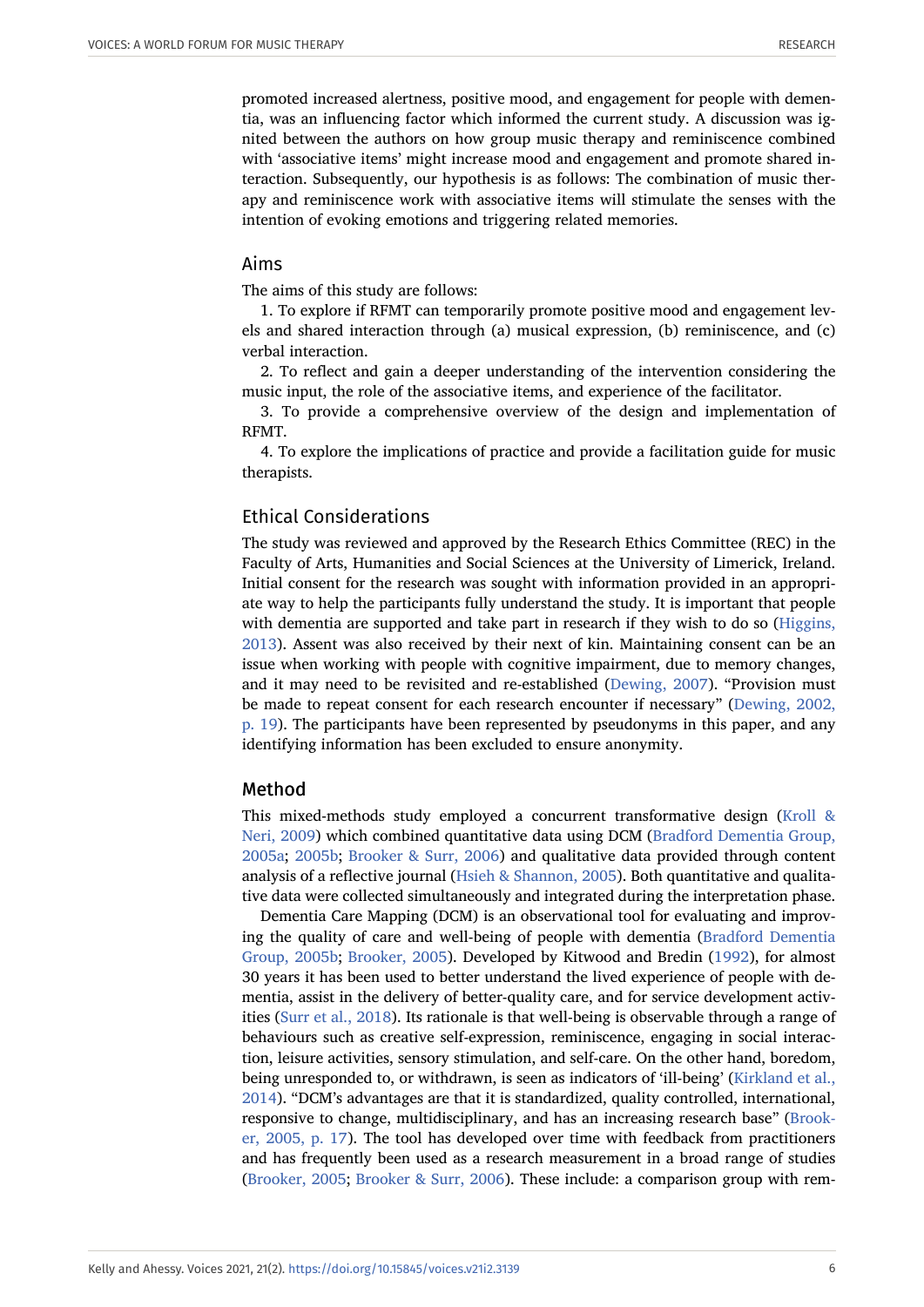promoted increased alertness, positive mood, and engagement for people with dementia, was an influencing factor which informed the current study. A discussion was ignited between the authors on how group music therapy and reminiscence combined with 'associative items' might increase mood and engagement and promote shared interaction. Subsequently, our hypothesis is as follows: The combination of music therapy and reminiscence work with associative items will stimulate the senses with the intention of evoking emotions and triggering related memories.

## Aims

The aims of this study are follows:

1. To explore if RFMT can temporarily promote positive mood and engagement levels and shared interaction through (a) musical expression, (b) reminiscence, and (c) verbal interaction.

2. To reflect and gain a deeper understanding of the intervention considering the music input, the role of the associative items, and experience of the facilitator.

3. To provide a comprehensive overview of the design and implementation of RFMT.

4. To explore the implications of practice and provide a facilitation guide for music therapists.

## Ethical Considerations

The study was reviewed and approved by the Research Ethics Committee (REC) in the Faculty of Arts, Humanities and Social Sciences at the University of Limerick, Ireland. Initial consent for the research was sought with information provided in an appropriate way to help the participants fully understand the study. It is important that people with dementia are supported and take part in research if they wish to do so (Higgins, 2013). Assent was also received by their next of kin. Maintaining consent can be an issue when working with people with cognitive impairment, due to memory changes, and it may need to be revisited and re-established (Dewing, 2007). "Provision must be made to repeat consent for each research encounter if necessary" (Dewing, 2002, p. 19). The participants have been represented by pseudonyms in this paper, and any identifying information has been excluded to ensure anonymity.

## Method

This mixed-methods study employed a concurrent transformative design (Kroll & Neri, 2009) which combined quantitative data using DCM (Bradford Dementia Group, 2005a; 2005b; Brooker & Surr, 2006) and qualitative data provided through content analysis of a reflective journal (Hsieh & Shannon, 2005). Both quantitative and qualitative data were collected simultaneously and integrated during the interpretation phase.

Dementia Care Mapping (DCM) is an observational tool for evaluating and improving the quality of care and well-being of people with dementia (Bradford Dementia Group, 2005b; Brooker, 2005). Developed by Kitwood and Bredin (1992), for almost 30 years it has been used to better understand the lived experience of people with dementia, assist in the delivery of better-quality care, and for service development activities (Surr et al., 2018). Its rationale is that well-being is observable through a range of behaviours such as creative self-expression, reminiscence, engaging in social interaction, leisure activities, sensory stimulation, and self-care. On the other hand, boredom, being unresponded to, or withdrawn, is seen as indicators of 'ill-being' (Kirkland et al., 2014). "DCM's advantages are that it is standardized, quality controlled, international, responsive to change, multidisciplinary, and has an increasing research base" (Brooker, 2005, p. 17). The tool has developed over time with feedback from practitioners and has frequently been used as a research measurement in a broad range of studies (Brooker, 2005; Brooker & Surr, 2006). These include: a comparison group with rem-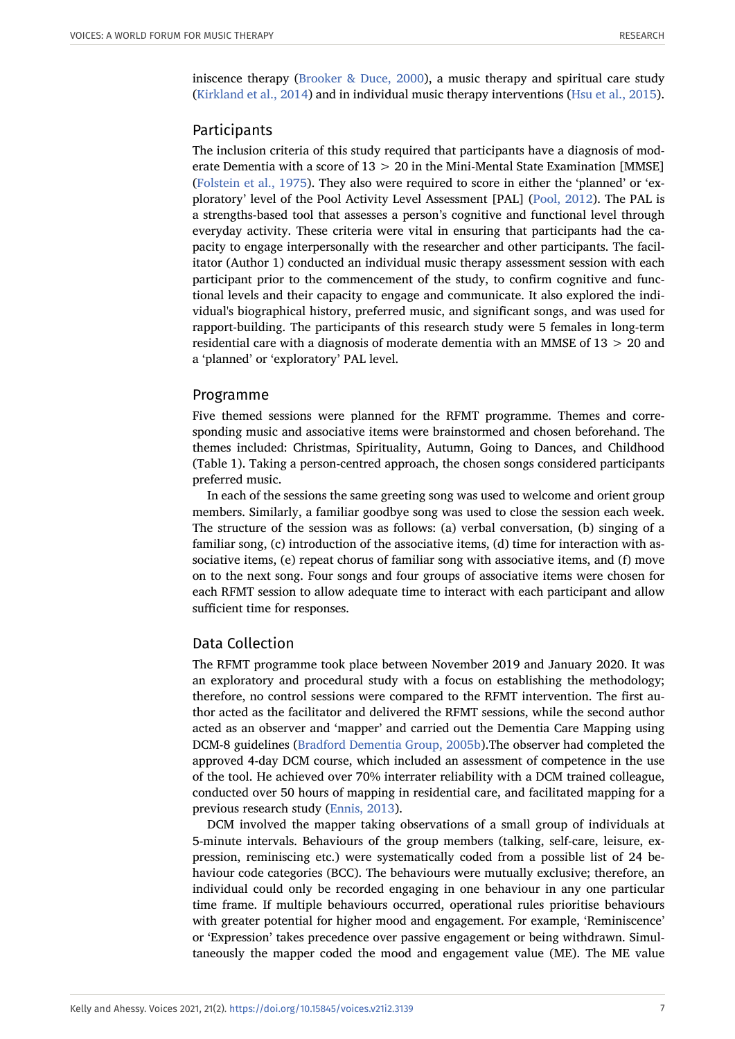iniscence therapy (Brooker & Duce, 2000), a music therapy and spiritual care study (Kirkland et al., 2014) and in individual music therapy interventions (Hsu et al., 2015).

## Participants

The inclusion criteria of this study required that participants have a diagnosis of moderate Dementia with a score of 13 > 20 in the Mini-Mental State Examination [MMSE] (Folstein et al., 1975). They also were required to score in either the 'planned' or 'exploratory' level of the Pool Activity Level Assessment [PAL] (Pool, 2012). The PAL is a strengths-based tool that assesses a person's cognitive and functional level through everyday activity. These criteria were vital in ensuring that participants had the capacity to engage interpersonally with the researcher and other participants. The facilitator (Author 1) conducted an individual music therapy assessment session with each participant prior to the commencement of the study, to confirm cognitive and functional levels and their capacity to engage and communicate. It also explored the individual's biographical history, preferred music, and significant songs, and was used for rapport-building. The participants of this research study were 5 females in long-term residential care with a diagnosis of moderate dementia with an MMSE of 13 > 20 and a 'planned' or 'exploratory' PAL level.

## Programme

Five themed sessions were planned for the RFMT programme. Themes and corresponding music and associative items were brainstormed and chosen beforehand. The themes included: Christmas, Spirituality, Autumn, Going to Dances, and Childhood (Table 1). Taking a person-centred approach, the chosen songs considered participants preferred music.

In each of the sessions the same greeting song was used to welcome and orient group members. Similarly, a familiar goodbye song was used to close the session each week. The structure of the session was as follows: (a) verbal conversation, (b) singing of a familiar song, (c) introduction of the associative items, (d) time for interaction with associative items, (e) repeat chorus of familiar song with associative items, and (f) move on to the next song. Four songs and four groups of associative items were chosen for each RFMT session to allow adequate time to interact with each participant and allow sufficient time for responses.

## Data Collection

The RFMT programme took place between November 2019 and January 2020. It was an exploratory and procedural study with a focus on establishing the methodology; therefore, no control sessions were compared to the RFMT intervention. The first author acted as the facilitator and delivered the RFMT sessions, while the second author acted as an observer and 'mapper' and carried out the Dementia Care Mapping using DCM-8 guidelines (Bradford Dementia Group, 2005b).The observer had completed the approved 4-day DCM course, which included an assessment of competence in the use of the tool. He achieved over 70% interrater reliability with a DCM trained colleague, conducted over 50 hours of mapping in residential care, and facilitated mapping for a previous research study (Ennis, 2013).

DCM involved the mapper taking observations of a small group of individuals at 5-minute intervals. Behaviours of the group members (talking, self-care, leisure, expression, reminiscing etc.) were systematically coded from a possible list of 24 behaviour code categories (BCC). The behaviours were mutually exclusive; therefore, an individual could only be recorded engaging in one behaviour in any one particular time frame. If multiple behaviours occurred, operational rules prioritise behaviours with greater potential for higher mood and engagement. For example, 'Reminiscence' or 'Expression' takes precedence over passive engagement or being withdrawn. Simultaneously the mapper coded the mood and engagement value (ME). The ME value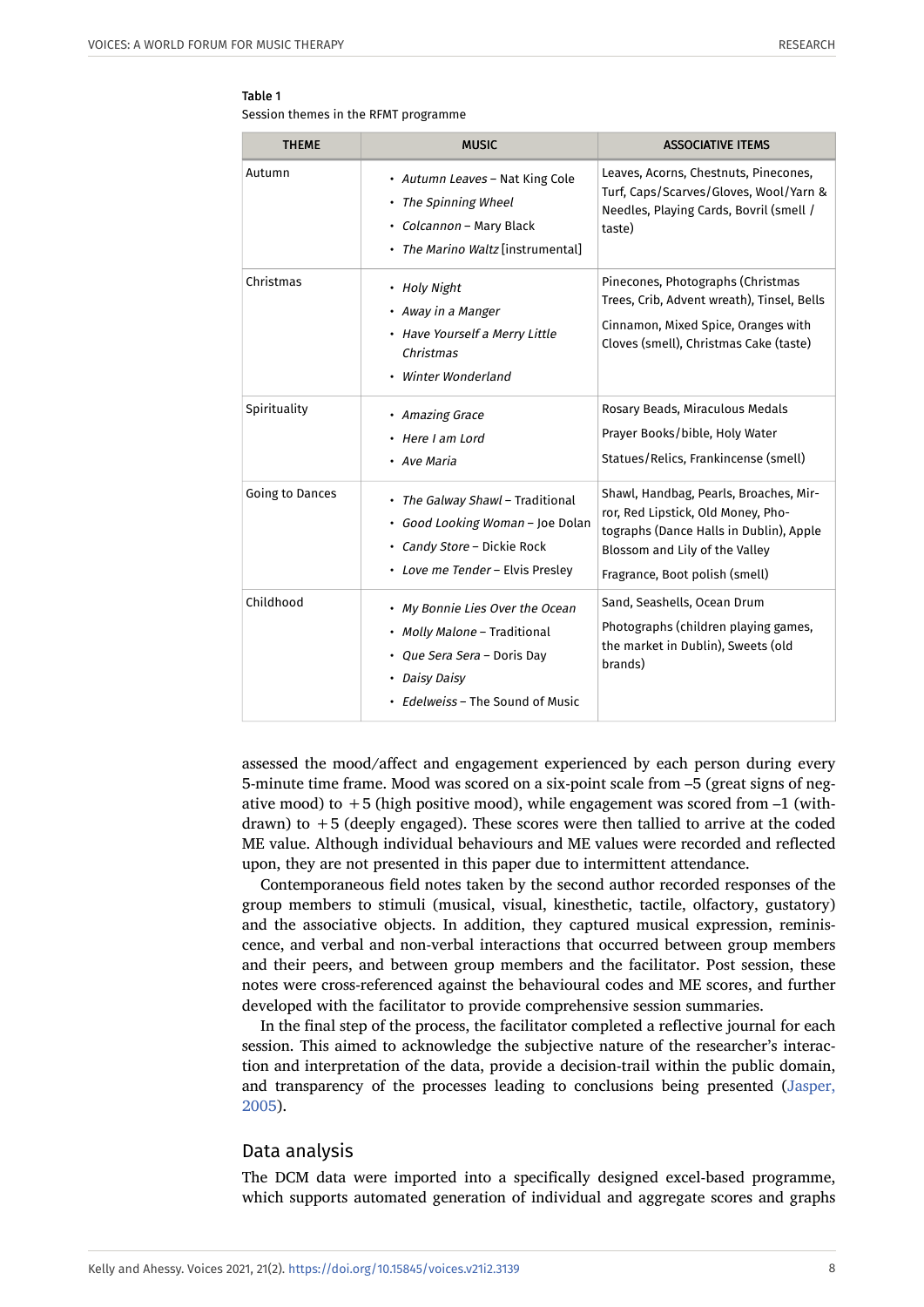Table 1
Session themes in the RFMT programme

| THEME | MUSIC | ASSOCIATIVE ITEMS |
|---|---|---|
| Autumn | • *Autumn Leaves* – Nat King Cole<br>• *The Spinning Wheel*<br>• *Colcannon* – Mary Black<br>• *The Marino Waltz* [instrumental] | Leaves, Acorns, Chestnuts, Pinecones, Turf, Caps/Scarves/Gloves, Wool/Yarn & Needles, Playing Cards, Bovril (smell / taste) |
| Christmas | • *Holy Night*<br>• *Away in a Manger*<br>• *Have Yourself a Merry Little Christmas*<br>• *Winter Wonderland* | Pinecones, Photographs (Christmas Trees, Crib, Advent wreath), Tinsel, Bells<br>Cinnamon, Mixed Spice, Oranges with Cloves (smell), Christmas Cake (taste) |
| Spirituality | • *Amazing Grace*<br>• *Here I am Lord*<br>• *Ave Maria* | Rosary Beads, Miraculous Medals<br>Prayer Books/bible, Holy Water<br>Statues/Relics, Frankincense (smell) |
| Going to Dances | • *The Galway Shawl* – Traditional<br>• *Good Looking Woman* – Joe Dolan<br>• *Candy Store* – Dickie Rock<br>• *Love me Tender* – Elvis Presley | Shawl, Handbag, Pearls, Broaches, Mirror, Red Lipstick, Old Money, Photographs (Dance Halls in Dublin), Apple Blossom and Lily of the Valley<br>Fragrance, Boot polish (smell) |
| Childhood | • *My Bonnie Lies Over the Ocean*<br>• *Molly Malone* – Traditional<br>• *Que Sera Sera* – Doris Day<br>• *Daisy Daisy*<br>• *Edelweiss* – The Sound of Music | Sand, Seashells, Ocean Drum<br>Photographs (children playing games, the market in Dublin), Sweets (old brands) |

assessed the mood/affect and engagement experienced by each person during every 5-minute time frame. Mood was scored on a six-point scale from –5 (great signs of negative mood) to +5 (high positive mood), while engagement was scored from –1 (withdrawn) to +5 (deeply engaged). These scores were then tallied to arrive at the coded ME value. Although individual behaviours and ME values were recorded and reflected upon, they are not presented in this paper due to intermittent attendance.

Contemporaneous field notes taken by the second author recorded responses of the group members to stimuli (musical, visual, kinesthetic, tactile, olfactory, gustatory) and the associative objects. In addition, they captured musical expression, reminiscence, and verbal and non-verbal interactions that occurred between group members and their peers, and between group members and the facilitator. Post session, these notes were cross-referenced against the behavioural codes and ME scores, and further developed with the facilitator to provide comprehensive session summaries.

In the final step of the process, the facilitator completed a reflective journal for each session. This aimed to acknowledge the subjective nature of the researcher's interaction and interpretation of the data, provide a decision-trail within the public domain, and transparency of the processes leading to conclusions being presented (Jasper, 2005).

## Data analysis

The DCM data were imported into a specifically designed excel-based programme, which supports automated generation of individual and aggregate scores and graphs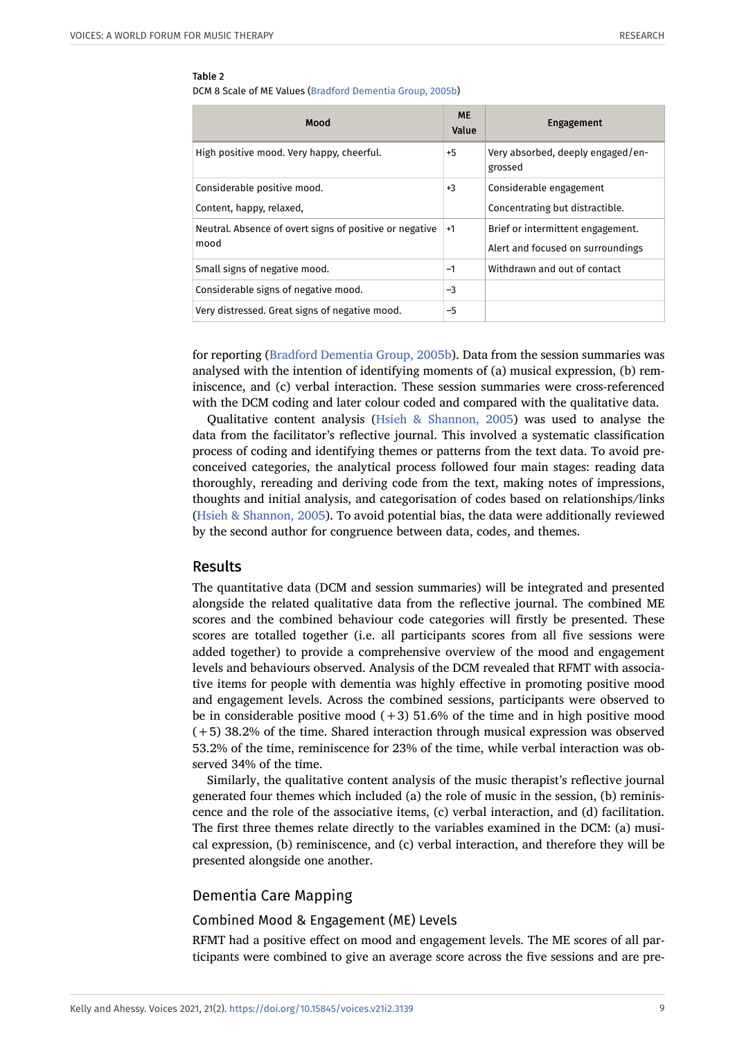Table 2

DCM 8 Scale of ME Values (Bradford Dementia Group, 2005b)

| Mood | ME Value | Engagement |
|---|---|---|
| High positive mood. Very happy, cheerful. | +5 | Very absorbed, deeply engaged/engrossed |
| Considerable positive mood.<br>Content, happy, relaxed, | +3 | Considerable engagement<br>Concentrating but distractible. |
| Neutral. Absence of overt signs of positive or negative mood | +1 | Brief or intermittent engagement.<br>Alert and focused on surroundings |
| Small signs of negative mood. | −1 | Withdrawn and out of contact |
| Considerable signs of negative mood. | −3 | |
| Very distressed. Great signs of negative mood. | −5 | |

for reporting (Bradford Dementia Group, 2005b). Data from the session summaries was analysed with the intention of identifying moments of (a) musical expression, (b) reminiscence, and (c) verbal interaction. These session summaries were cross-referenced with the DCM coding and later colour coded and compared with the qualitative data.

Qualitative content analysis (Hsieh & Shannon, 2005) was used to analyse the data from the facilitator's reflective journal. This involved a systematic classification process of coding and identifying themes or patterns from the text data. To avoid preconceived categories, the analytical process followed four main stages: reading data thoroughly, rereading and deriving code from the text, making notes of impressions, thoughts and initial analysis, and categorisation of codes based on relationships/links (Hsieh & Shannon, 2005). To avoid potential bias, the data were additionally reviewed by the second author for congruence between data, codes, and themes.

## Results

The quantitative data (DCM and session summaries) will be integrated and presented alongside the related qualitative data from the reflective journal. The combined ME scores and the combined behaviour code categories will firstly be presented. These scores are totalled together (i.e. all participants scores from all five sessions were added together) to provide a comprehensive overview of the mood and engagement levels and behaviours observed. Analysis of the DCM revealed that RFMT with associative items for people with dementia was highly effective in promoting positive mood and engagement levels. Across the combined sessions, participants were observed to be in considerable positive mood (+3) 51.6% of the time and in high positive mood (+5) 38.2% of the time. Shared interaction through musical expression was observed 53.2% of the time, reminiscence for 23% of the time, while verbal interaction was observed 34% of the time.

Similarly, the qualitative content analysis of the music therapist's reflective journal generated four themes which included (a) the role of music in the session, (b) reminiscence and the role of the associative items, (c) verbal interaction, and (d) facilitation. The first three themes relate directly to the variables examined in the DCM: (a) musical expression, (b) reminiscence, and (c) verbal interaction, and therefore they will be presented alongside one another.

## Dementia Care Mapping

### Combined Mood & Engagement (ME) Levels

RFMT had a positive effect on mood and engagement levels. The ME scores of all participants were combined to give an average score across the five sessions and are pre-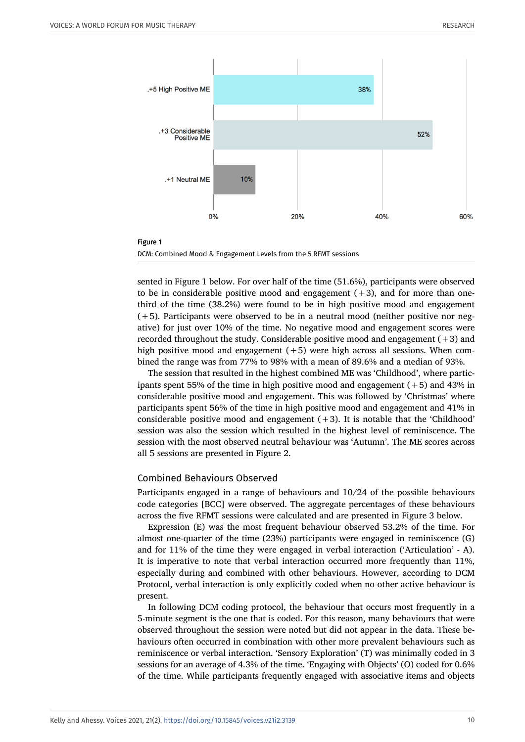**Figure 1**

DCM: Combined Mood & Engagement Levels from the 5 RFMT sessions

sented in Figure 1 below. For over half of the time (51.6%), participants were observed to be in considerable positive mood and engagement (+3), and for more than one-third of the time (38.2%) were found to be in high positive mood and engagement (+5). Participants were observed to be in a neutral mood (neither positive nor negative) for just over 10% of the time. No negative mood and engagement scores were recorded throughout the study. Considerable positive mood and engagement (+3) and high positive mood and engagement (+5) were high across all sessions. When combined the range was from 77% to 98% with a mean of 89.6% and a median of 93%.

The session that resulted in the highest combined ME was 'Childhood', where participants spent 55% of the time in high positive mood and engagement (+5) and 43% in considerable positive mood and engagement. This was followed by 'Christmas' where participants spent 56% of the time in high positive mood and engagement and 41% in considerable positive mood and engagement (+3). It is notable that the 'Childhood' session was also the session which resulted in the highest level of reminiscence. The session with the most observed neutral behaviour was 'Autumn'. The ME scores across all 5 sessions are presented in Figure 2.

### Combined Behaviours Observed

Participants engaged in a range of behaviours and 10/24 of the possible behaviours code categories [BCC] were observed. The aggregate percentages of these behaviours across the five RFMT sessions were calculated and are presented in Figure 3 below.

Expression (E) was the most frequent behaviour observed 53.2% of the time. For almost one-quarter of the time (23%) participants were engaged in reminiscence (G) and for 11% of the time they were engaged in verbal interaction ('Articulation' - A). It is imperative to note that verbal interaction occurred more frequently than 11%, especially during and combined with other behaviours. However, according to DCM Protocol, verbal interaction is only explicitly coded when no other active behaviour is present.

In following DCM coding protocol, the behaviour that occurs most frequently in a 5-minute segment is the one that is coded. For this reason, many behaviours that were observed throughout the session were noted but did not appear in the data. These behaviours often occurred in combination with other more prevalent behaviours such as reminiscence or verbal interaction. 'Sensory Exploration' (T) was minimally coded in 3 sessions for an average of 4.3% of the time. 'Engaging with Objects' (O) coded for 0.6% of the time. While participants frequently engaged with associative items and objects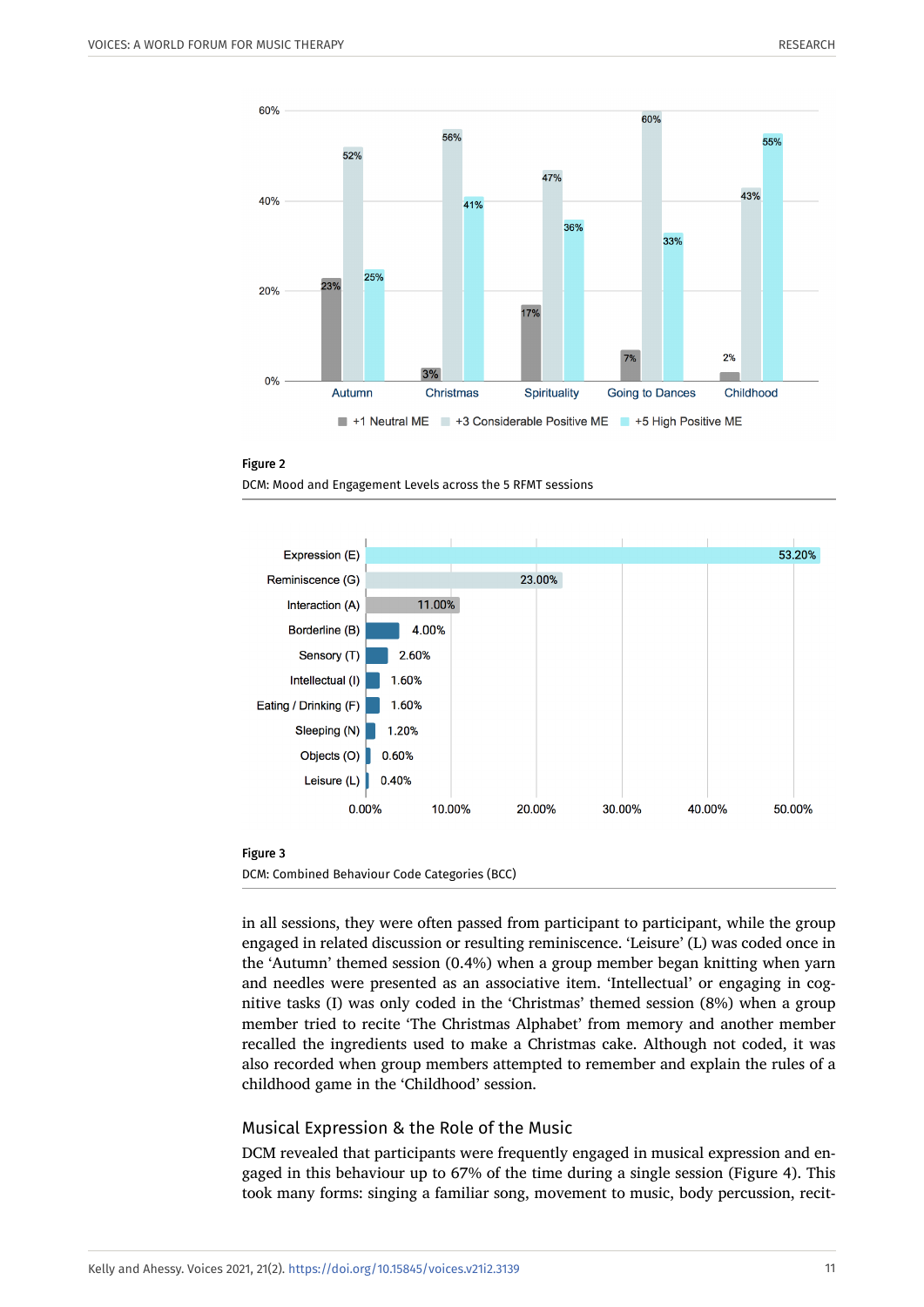**Figure 2**

DCM: Mood and Engagement Levels across the 5 RFMT sessions

| Session | +1 Neutral ME | +3 Considerable Positive ME | +5 High Positive ME |
|---|---|---|---|
| Autumn | 23% | 52% | 25% |
| Christmas | 3% | 56% | 41% |
| Spirituality | 17% | 47% | 36% |
| Going to Dances | 7% | 60% | 33% |
| Childhood | 2% | 43% | 55% |

**Figure 3**

DCM: Combined Behaviour Code Categories (BCC)

| Category | Percentage |
|---|---|
| Expression (E) | 53.20% |
| Reminiscence (G) | 23.00% |
| Interaction (A) | 11.00% |
| Borderline (B) | 4.00% |
| Sensory (T) | 2.60% |
| Intellectual (I) | 1.60% |
| Eating / Drinking (F) | 1.60% |
| Sleeping (N) | 1.20% |
| Objects (O) | 0.60% |
| Leisure (L) | 0.40% |

in all sessions, they were often passed from participant to participant, while the group engaged in related discussion or resulting reminiscence. 'Leisure' (L) was coded once in the 'Autumn' themed session (0.4%) when a group member began knitting when yarn and needles were presented as an associative item. 'Intellectual' or engaging in cognitive tasks (I) was only coded in the 'Christmas' themed session (8%) when a group member tried to recite 'The Christmas Alphabet' from memory and another member recalled the ingredients used to make a Christmas cake. Although not coded, it was also recorded when group members attempted to remember and explain the rules of a childhood game in the 'Childhood' session.

## Musical Expression & the Role of the Music

DCM revealed that participants were frequently engaged in musical expression and engaged in this behaviour up to 67% of the time during a single session (Figure 4). This took many forms: singing a familiar song, movement to music, body percussion, recit-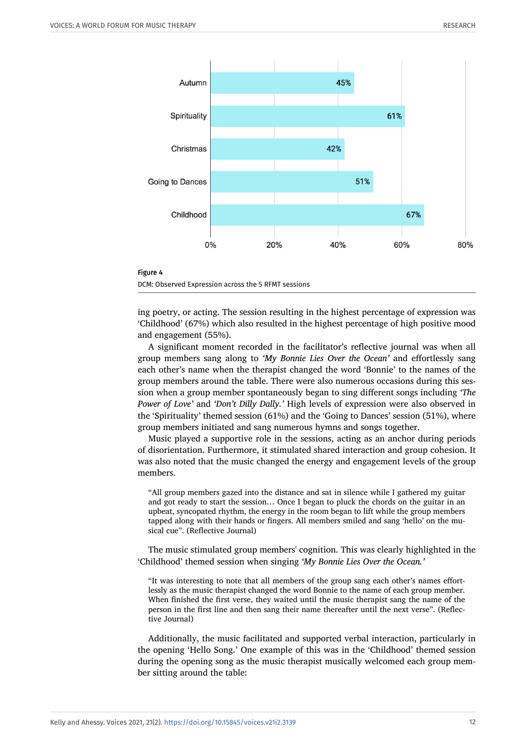| Session | Observed Expression |
|---|---|
| Autumn | 45% |
| Spirituality | 61% |
| Christmas | 42% |
| Going to Dances | 51% |
| Childhood | 67% |

**Figure 4**

DCM: Observed Expression across the 5 RFMT sessions

ing poetry, or acting. The session resulting in the highest percentage of expression was 'Childhood' (67%) which also resulted in the highest percentage of high positive mood and engagement (55%).

A significant moment recorded in the facilitator's reflective journal was when all group members sang along to *'My Bonnie Lies Over the Ocean'* and effortlessly sang each other's name when the therapist changed the word 'Bonnie' to the names of the group members around the table. There were also numerous occasions during this session when a group member spontaneously began to sing different songs including *'The Power of Love'* and *'Don't Dilly Dally.'* High levels of expression were also observed in the 'Spirituality' themed session (61%) and the 'Going to Dances' session (51%), where group members initiated and sang numerous hymns and songs together.

Music played a supportive role in the sessions, acting as an anchor during periods of disorientation. Furthermore, it stimulated shared interaction and group cohesion. It was also noted that the music changed the energy and engagement levels of the group members.

> "All group members gazed into the distance and sat in silence while I gathered my guitar and got ready to start the session… Once I began to pluck the chords on the guitar in an upbeat, syncopated rhythm, the energy in the room began to lift while the group members tapped along with their hands or fingers. All members smiled and sang 'hello' on the musical cue". (Reflective Journal)

The music stimulated group members' cognition. This was clearly highlighted in the 'Childhood' themed session when singing *'My Bonnie Lies Over the Ocean.'*

> "It was interesting to note that all members of the group sang each other's names effortlessly as the music therapist changed the word Bonnie to the name of each group member. When finished the first verse, they waited until the music therapist sang the name of the person in the first line and then sang their name thereafter until the next verse". (Reflective Journal)

Additionally, the music facilitated and supported verbal interaction, particularly in the opening 'Hello Song.' One example of this was in the 'Childhood' themed session during the opening song as the music therapist musically welcomed each group member sitting around the table: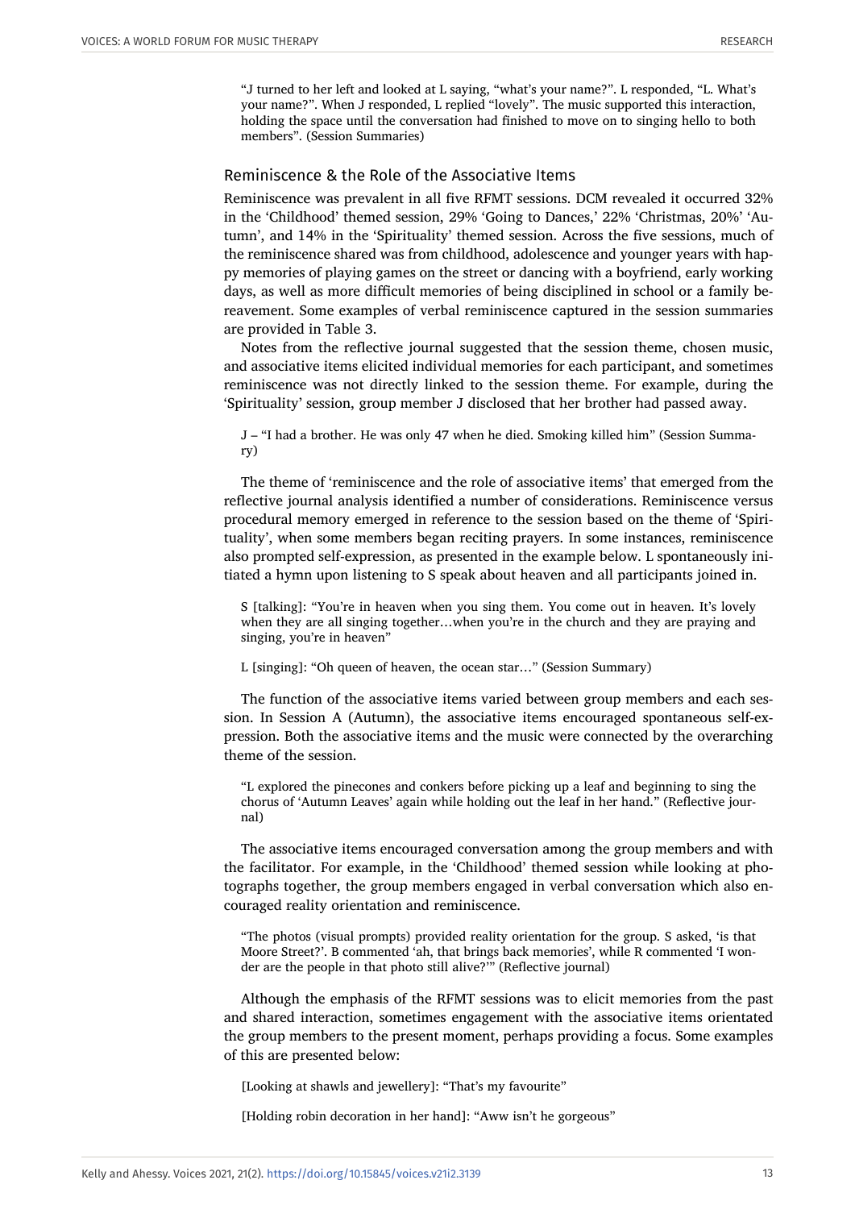> "J turned to her left and looked at L saying, "what's your name?". L responded, "L. What's your name?". When J responded, L replied "lovely". The music supported this interaction, holding the space until the conversation had finished to move on to singing hello to both members". (Session Summaries)

### Reminiscence & the Role of the Associative Items

Reminiscence was prevalent in all five RFMT sessions. DCM revealed it occurred 32% in the 'Childhood' themed session, 29% 'Going to Dances,' 22% 'Christmas, 20%' 'Autumn', and 14% in the 'Spirituality' themed session. Across the five sessions, much of the reminiscence shared was from childhood, adolescence and younger years with happy memories of playing games on the street or dancing with a boyfriend, early working days, as well as more difficult memories of being disciplined in school or a family bereavement. Some examples of verbal reminiscence captured in the session summaries are provided in Table 3.

Notes from the reflective journal suggested that the session theme, chosen music, and associative items elicited individual memories for each participant, and sometimes reminiscence was not directly linked to the session theme. For example, during the 'Spirituality' session, group member J disclosed that her brother had passed away.

> J – "I had a brother. He was only 47 when he died. Smoking killed him" (Session Summary)

The theme of 'reminiscence and the role of associative items' that emerged from the reflective journal analysis identified a number of considerations. Reminiscence versus procedural memory emerged in reference to the session based on the theme of 'Spirituality', when some members began reciting prayers. In some instances, reminiscence also prompted self-expression, as presented in the example below. L spontaneously initiated a hymn upon listening to S speak about heaven and all participants joined in.

> S [talking]: "You're in heaven when you sing them. You come out in heaven. It's lovely when they are all singing together…when you're in the church and they are praying and singing, you're in heaven"
>
> L [singing]: "Oh queen of heaven, the ocean star…" (Session Summary)

The function of the associative items varied between group members and each session. In Session A (Autumn), the associative items encouraged spontaneous self-expression. Both the associative items and the music were connected by the overarching theme of the session.

> "L explored the pinecones and conkers before picking up a leaf and beginning to sing the chorus of 'Autumn Leaves' again while holding out the leaf in her hand." (Reflective journal)

The associative items encouraged conversation among the group members and with the facilitator. For example, in the 'Childhood' themed session while looking at photographs together, the group members engaged in verbal conversation which also encouraged reality orientation and reminiscence.

> "The photos (visual prompts) provided reality orientation for the group. S asked, 'is that Moore Street?'. B commented 'ah, that brings back memories', while R commented 'I wonder are the people in that photo still alive?'" (Reflective journal)

Although the emphasis of the RFMT sessions was to elicit memories from the past and shared interaction, sometimes engagement with the associative items orientated the group members to the present moment, perhaps providing a focus. Some examples of this are presented below:

> [Looking at shawls and jewellery]: "That's my favourite"
>
> [Holding robin decoration in her hand]: "Aww isn't he gorgeous"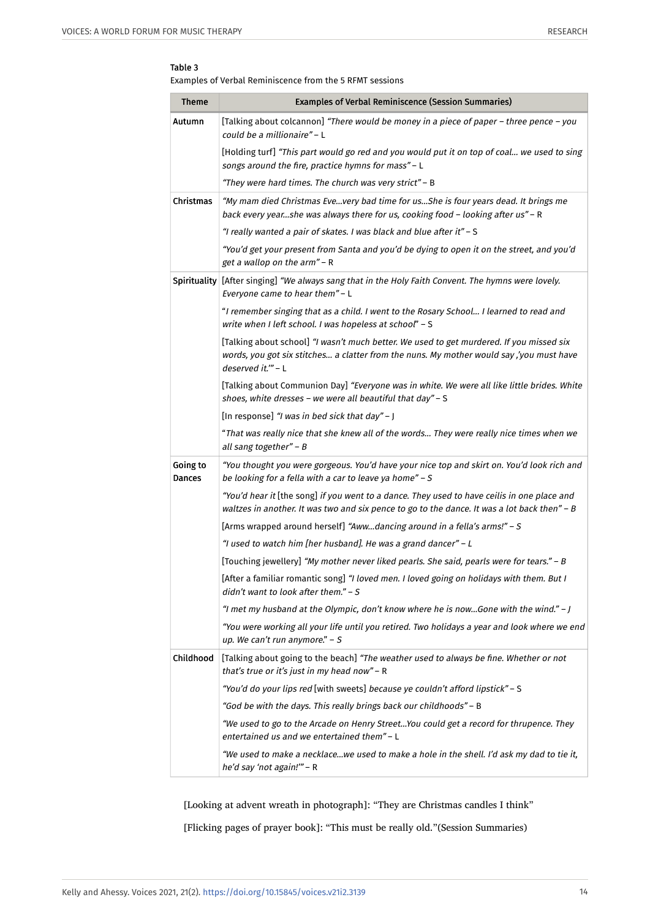Table 3

Examples of Verbal Reminiscence from the 5 RFMT sessions

| Theme | Examples of Verbal Reminiscence (Session Summaries) |
|---|---|
| Autumn | [Talking about colcannon] *"There would be money in a piece of paper – three pence – you could be a millionaire"* – L |
| | [Holding turf] *"This part would go red and you would put it on top of coal… we used to sing songs around the fire, practice hymns for mass"* – L |
| | *"They were hard times. The church was very strict"* – B |
| Christmas | *"My mam died Christmas Eve…very bad time for us…She is four years dead. It brings me back every year…she was always there for us, cooking food – looking after us"* – R |
| | *"I really wanted a pair of skates. I was black and blue after it"* – S |
| | *"You'd get your present from Santa and you'd be dying to open it on the street, and you'd get a wallop on the arm"* – R |
| Spirituality | [After singing] *"We always sang that in the Holy Faith Convent. The hymns were lovely. Everyone came to hear them"* – L |
| | "*I remember singing that as a child. I went to the Rosary School… I learned to read and write when I left school. I was hopeless at school*" – S |
| | [Talking about school] *"I wasn't much better. We used to get murdered. If you missed six words, you got six stitches… a clatter from the nuns. My mother would say ,'you must have deserved it.'"* – L |
| | [Talking about Communion Day] *"Everyone was in white. We were all like little brides. White shoes, white dresses – we were all beautiful that day"* – S |
| | [In response] *"I was in bed sick that day"* – J |
| | "*That was really nice that she knew all of the words… They were really nice times when we all sang together" – B* |
| Going to Dances | *"You thought you were gorgeous. You'd have your nice top and skirt on. You'd look rich and be looking for a fella with a car to leave ya home" – S* |
| | *"You'd hear it* [the song] *if you went to a dance. They used to have ceilis in one place and waltzes in another. It was two and six pence to go to the dance. It was a lot back then" – B* |
| | [Arms wrapped around herself] *"Aww…dancing around in a fella's arms!" – S* |
| | *"I used to watch him [her husband]. He was a grand dancer" – L* |
| | [Touching jewellery] *"My mother never liked pearls. She said, pearls were for tears." – B* |
| | [After a familiar romantic song] *"I loved men. I loved going on holidays with them. But I didn't want to look after them." – S* |
| | *"I met my husband at the Olympic, don't know where he is now…Gone with the wind." – J* |
| | *"You were working all your life until you retired. Two holidays a year and look where we end up. We can't run anymore." – S* |
| Childhood | [Talking about going to the beach] *"The weather used to always be fine. Whether or not that's true or it's just in my head now"* – R |
| | *"You'd do your lips red* [with sweets] *because ye couldn't afford lipstick"* – S |
| | *"God be with the days. This really brings back our childhoods"* – B |
| | *"We used to go to the Arcade on Henry Street…You could get a record for thrupence. They entertained us and we entertained them"* – L |
| | *"We used to make a necklace…we used to make a hole in the shell. I'd ask my dad to tie it, he'd say 'not again!'"* – R |

[Looking at advent wreath in photograph]: "They are Christmas candles I think"

[Flicking pages of prayer book]: "This must be really old."(Session Summaries)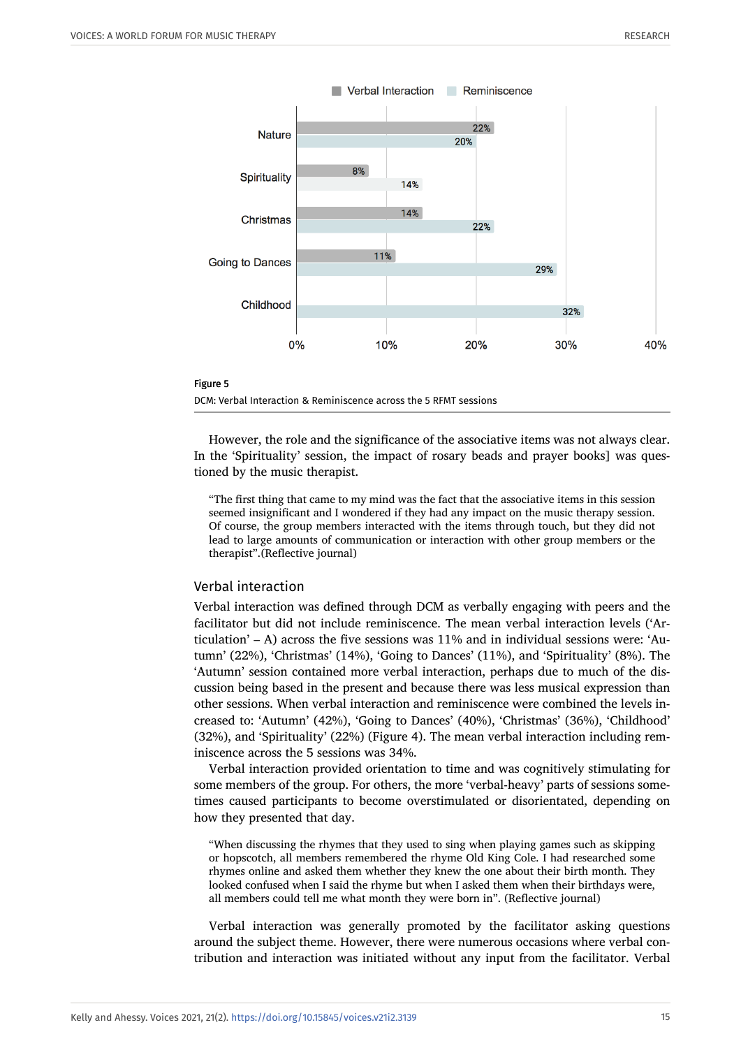Figure 5

DCM: Verbal Interaction & Reminiscence across the 5 RFMT sessions

However, the role and the significance of the associative items was not always clear. In the 'Spirituality' session, the impact of rosary beads and prayer books] was questioned by the music therapist.

> "The first thing that came to my mind was the fact that the associative items in this session seemed insignificant and I wondered if they had any impact on the music therapy session. Of course, the group members interacted with the items through touch, but they did not lead to large amounts of communication or interaction with other group members or the therapist".(Reflective journal)

### Verbal interaction

Verbal interaction was defined through DCM as verbally engaging with peers and the facilitator but did not include reminiscence. The mean verbal interaction levels ('Articulation' – A) across the five sessions was 11% and in individual sessions were: 'Autumn' (22%), 'Christmas' (14%), 'Going to Dances' (11%), and 'Spirituality' (8%). The 'Autumn' session contained more verbal interaction, perhaps due to much of the discussion being based in the present and because there was less musical expression than other sessions. When verbal interaction and reminiscence were combined the levels increased to: 'Autumn' (42%), 'Going to Dances' (40%), 'Christmas' (36%), 'Childhood' (32%), and 'Spirituality' (22%) (Figure 4). The mean verbal interaction including reminiscence across the 5 sessions was 34%.

Verbal interaction provided orientation to time and was cognitively stimulating for some members of the group. For others, the more 'verbal-heavy' parts of sessions sometimes caused participants to become overstimulated or disorientated, depending on how they presented that day.

> "When discussing the rhymes that they used to sing when playing games such as skipping or hopscotch, all members remembered the rhyme Old King Cole. I had researched some rhymes online and asked them whether they knew the one about their birth month. They looked confused when I said the rhyme but when I asked them when their birthdays were, all members could tell me what month they were born in". (Reflective journal)

Verbal interaction was generally promoted by the facilitator asking questions around the subject theme. However, there were numerous occasions where verbal contribution and interaction was initiated without any input from the facilitator. Verbal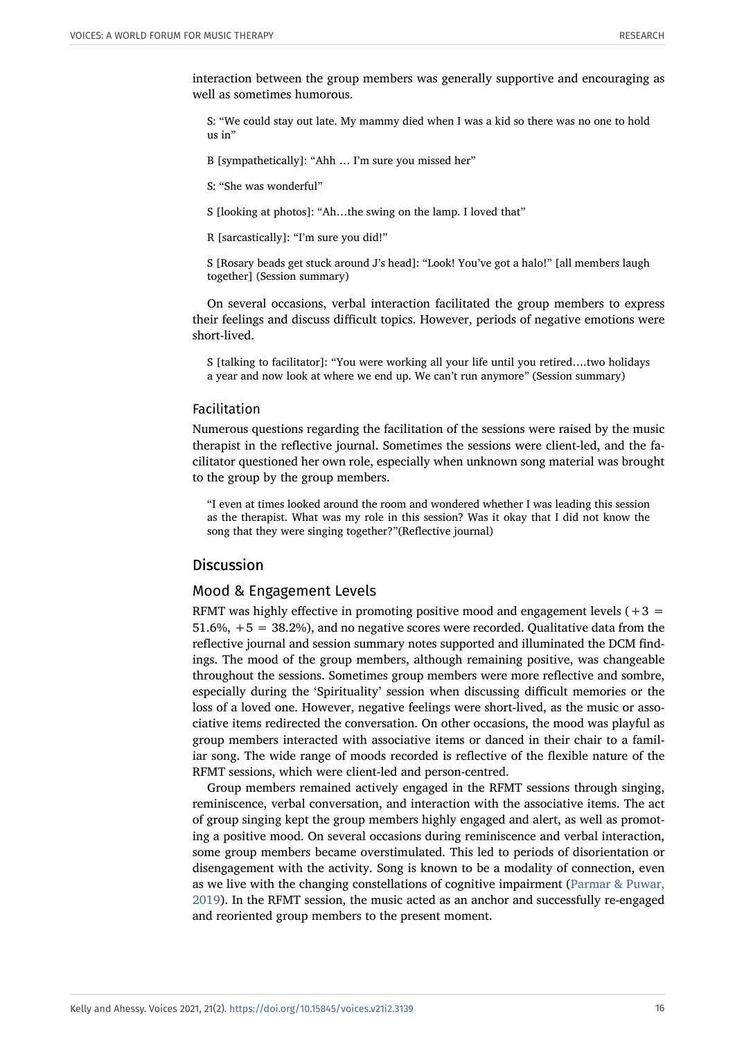interaction between the group members was generally supportive and encouraging as well as sometimes humorous.

> S: "We could stay out late. My mammy died when I was a kid so there was no one to hold us in"
>
> B [sympathetically]: "Ahh … I'm sure you missed her"
>
> S: "She was wonderful"
>
> S [looking at photos]: "Ah…the swing on the lamp. I loved that"
>
> R [sarcastically]: "I'm sure you did!"
>
> S [Rosary beads get stuck around J's head]: "Look! You've got a halo!" [all members laugh together] (Session summary)

On several occasions, verbal interaction facilitated the group members to express their feelings and discuss difficult topics. However, periods of negative emotions were short-lived.

> S [talking to facilitator]: "You were working all your life until you retired….two holidays a year and now look at where we end up. We can't run anymore" (Session summary)

### Facilitation

Numerous questions regarding the facilitation of the sessions were raised by the music therapist in the reflective journal. Sometimes the sessions were client-led, and the facilitator questioned her own role, especially when unknown song material was brought to the group by the group members.

> "I even at times looked around the room and wondered whether I was leading this session as the therapist. What was my role in this session? Was it okay that I did not know the song that they were singing together?"(Reflective journal)

## Discussion

### Mood & Engagement Levels

RFMT was highly effective in promoting positive mood and engagement levels ($+3$ = 51.6%, $+5$ = 38.2%), and no negative scores were recorded. Qualitative data from the reflective journal and session summary notes supported and illuminated the DCM findings. The mood of the group members, although remaining positive, was changeable throughout the sessions. Sometimes group members were more reflective and sombre, especially during the 'Spirituality' session when discussing difficult memories or the loss of a loved one. However, negative feelings were short-lived, as the music or associative items redirected the conversation. On other occasions, the mood was playful as group members interacted with associative items or danced in their chair to a familiar song. The wide range of moods recorded is reflective of the flexible nature of the RFMT sessions, which were client-led and person-centred.

Group members remained actively engaged in the RFMT sessions through singing, reminiscence, verbal conversation, and interaction with the associative items. The act of group singing kept the group members highly engaged and alert, as well as promoting a positive mood. On several occasions during reminiscence and verbal interaction, some group members became overstimulated. This led to periods of disorientation or disengagement with the activity. Song is known to be a modality of connection, even as we live with the changing constellations of cognitive impairment (Parmar & Puwar, 2019). In the RFMT session, the music acted as an anchor and successfully re-engaged and reoriented group members to the present moment.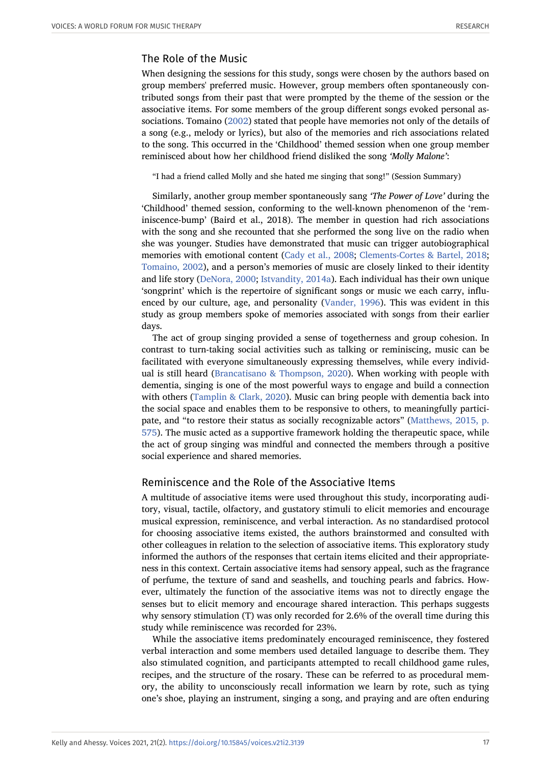## The Role of the Music

When designing the sessions for this study, songs were chosen by the authors based on group members' preferred music. However, group members often spontaneously contributed songs from their past that were prompted by the theme of the session or the associative items. For some members of the group different songs evoked personal associations. Tomaino (2002) stated that people have memories not only of the details of a song (e.g., melody or lyrics), but also of the memories and rich associations related to the song. This occurred in the 'Childhood' themed session when one group member reminisced about how her childhood friend disliked the song *'Molly Malone'*:

> "I had a friend called Molly and she hated me singing that song!" (Session Summary)

Similarly, another group member spontaneously sang *'The Power of Love'* during the 'Childhood' themed session, conforming to the well-known phenomenon of the 'reminiscence-bump' (Baird et al., 2018). The member in question had rich associations with the song and she recounted that she performed the song live on the radio when she was younger. Studies have demonstrated that music can trigger autobiographical memories with emotional content (Cady et al., 2008; Clements-Cortes & Bartel, 2018; Tomaino, 2002), and a person's memories of music are closely linked to their identity and life story (DeNora, 2000; Istvandity, 2014a). Each individual has their own unique 'songprint' which is the repertoire of significant songs or music we each carry, influenced by our culture, age, and personality (Vander, 1996). This was evident in this study as group members spoke of memories associated with songs from their earlier days.

The act of group singing provided a sense of togetherness and group cohesion. In contrast to turn-taking social activities such as talking or reminiscing, music can be facilitated with everyone simultaneously expressing themselves, while every individual is still heard (Brancatisano & Thompson, 2020). When working with people with dementia, singing is one of the most powerful ways to engage and build a connection with others (Tamplin & Clark, 2020). Music can bring people with dementia back into the social space and enables them to be responsive to others, to meaningfully participate, and "to restore their status as socially recognizable actors" (Matthews, 2015, p. 575). The music acted as a supportive framework holding the therapeutic space, while the act of group singing was mindful and connected the members through a positive social experience and shared memories.

## Reminiscence and the Role of the Associative Items

A multitude of associative items were used throughout this study, incorporating auditory, visual, tactile, olfactory, and gustatory stimuli to elicit memories and encourage musical expression, reminiscence, and verbal interaction. As no standardised protocol for choosing associative items existed, the authors brainstormed and consulted with other colleagues in relation to the selection of associative items. This exploratory study informed the authors of the responses that certain items elicited and their appropriateness in this context. Certain associative items had sensory appeal, such as the fragrance of perfume, the texture of sand and seashells, and touching pearls and fabrics. However, ultimately the function of the associative items was not to directly engage the senses but to elicit memory and encourage shared interaction. This perhaps suggests why sensory stimulation (T) was only recorded for 2.6% of the overall time during this study while reminiscence was recorded for 23%.

While the associative items predominately encouraged reminiscence, they fostered verbal interaction and some members used detailed language to describe them. They also stimulated cognition, and participants attempted to recall childhood game rules, recipes, and the structure of the rosary. These can be referred to as procedural memory, the ability to unconsciously recall information we learn by rote, such as tying one's shoe, playing an instrument, singing a song, and praying and are often enduring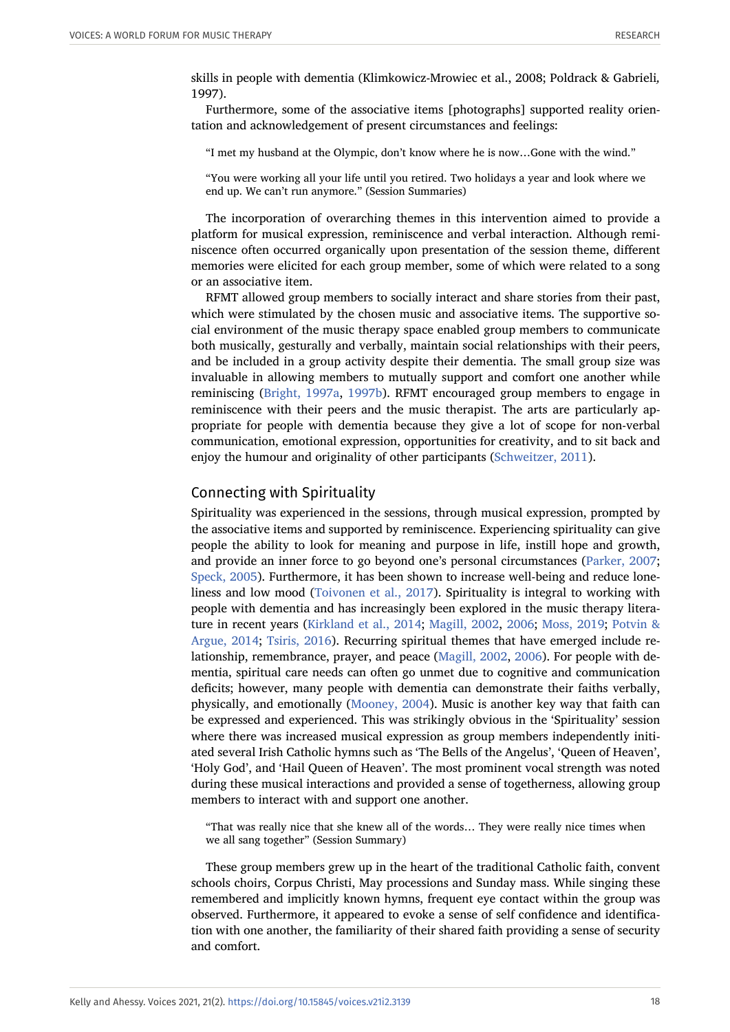skills in people with dementia (Klimkowicz-Mrowiec et al., 2008; Poldrack & Gabrieli, 1997).

Furthermore, some of the associative items [photographs] supported reality orientation and acknowledgement of present circumstances and feelings:

> "I met my husband at the Olympic, don't know where he is now…Gone with the wind."

> "You were working all your life until you retired. Two holidays a year and look where we end up. We can't run anymore." (Session Summaries)

The incorporation of overarching themes in this intervention aimed to provide a platform for musical expression, reminiscence and verbal interaction. Although reminiscence often occurred organically upon presentation of the session theme, different memories were elicited for each group member, some of which were related to a song or an associative item.

RFMT allowed group members to socially interact and share stories from their past, which were stimulated by the chosen music and associative items. The supportive social environment of the music therapy space enabled group members to communicate both musically, gesturally and verbally, maintain social relationships with their peers, and be included in a group activity despite their dementia. The small group size was invaluable in allowing members to mutually support and comfort one another while reminiscing (Bright, 1997a, 1997b). RFMT encouraged group members to engage in reminiscence with their peers and the music therapist. The arts are particularly appropriate for people with dementia because they give a lot of scope for non-verbal communication, emotional expression, opportunities for creativity, and to sit back and enjoy the humour and originality of other participants (Schweitzer, 2011).

## Connecting with Spirituality

Spirituality was experienced in the sessions, through musical expression, prompted by the associative items and supported by reminiscence. Experiencing spirituality can give people the ability to look for meaning and purpose in life, instill hope and growth, and provide an inner force to go beyond one's personal circumstances (Parker, 2007; Speck, 2005). Furthermore, it has been shown to increase well-being and reduce loneliness and low mood (Toivonen et al., 2017). Spirituality is integral to working with people with dementia and has increasingly been explored in the music therapy literature in recent years (Kirkland et al., 2014; Magill, 2002, 2006; Moss, 2019; Potvin & Argue, 2014; Tsiris, 2016). Recurring spiritual themes that have emerged include relationship, remembrance, prayer, and peace (Magill, 2002, 2006). For people with dementia, spiritual care needs can often go unmet due to cognitive and communication deficits; however, many people with dementia can demonstrate their faiths verbally, physically, and emotionally (Mooney, 2004). Music is another key way that faith can be expressed and experienced. This was strikingly obvious in the 'Spirituality' session where there was increased musical expression as group members independently initiated several Irish Catholic hymns such as 'The Bells of the Angelus', 'Queen of Heaven', 'Holy God', and 'Hail Queen of Heaven'. The most prominent vocal strength was noted during these musical interactions and provided a sense of togetherness, allowing group members to interact with and support one another.

> "That was really nice that she knew all of the words… They were really nice times when we all sang together" (Session Summary)

These group members grew up in the heart of the traditional Catholic faith, convent schools choirs, Corpus Christi, May processions and Sunday mass. While singing these remembered and implicitly known hymns, frequent eye contact within the group was observed. Furthermore, it appeared to evoke a sense of self confidence and identification with one another, the familiarity of their shared faith providing a sense of security and comfort.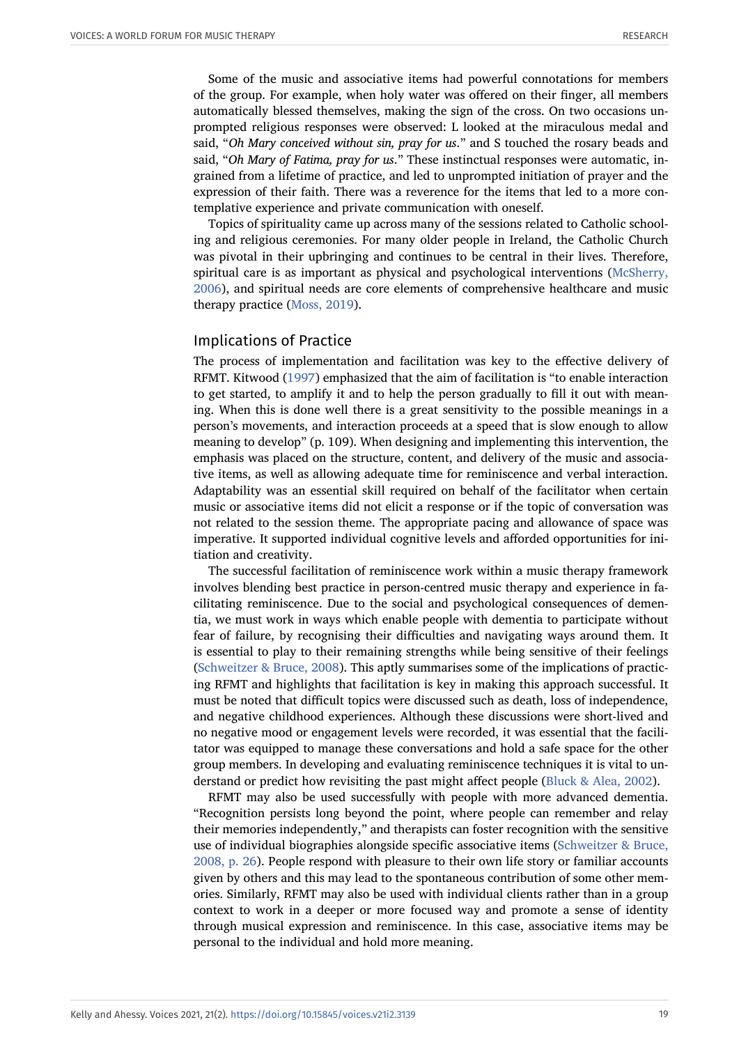Some of the music and associative items had powerful connotations for members of the group. For example, when holy water was offered on their finger, all members automatically blessed themselves, making the sign of the cross. On two occasions unprompted religious responses were observed: L looked at the miraculous medal and said, "*Oh Mary conceived without sin, pray for us*." and S touched the rosary beads and said, "*Oh Mary of Fatima, pray for us*." These instinctual responses were automatic, ingrained from a lifetime of practice, and led to unprompted initiation of prayer and the expression of their faith. There was a reverence for the items that led to a more contemplative experience and private communication with oneself.

Topics of spirituality came up across many of the sessions related to Catholic schooling and religious ceremonies. For many older people in Ireland, the Catholic Church was pivotal in their upbringing and continues to be central in their lives. Therefore, spiritual care is as important as physical and psychological interventions (McSherry, 2006), and spiritual needs are core elements of comprehensive healthcare and music therapy practice (Moss, 2019).

## Implications of Practice

The process of implementation and facilitation was key to the effective delivery of RFMT. Kitwood (1997) emphasized that the aim of facilitation is "to enable interaction to get started, to amplify it and to help the person gradually to fill it out with meaning. When this is done well there is a great sensitivity to the possible meanings in a person's movements, and interaction proceeds at a speed that is slow enough to allow meaning to develop" (p. 109). When designing and implementing this intervention, the emphasis was placed on the structure, content, and delivery of the music and associative items, as well as allowing adequate time for reminiscence and verbal interaction. Adaptability was an essential skill required on behalf of the facilitator when certain music or associative items did not elicit a response or if the topic of conversation was not related to the session theme. The appropriate pacing and allowance of space was imperative. It supported individual cognitive levels and afforded opportunities for initiation and creativity.

The successful facilitation of reminiscence work within a music therapy framework involves blending best practice in person-centred music therapy and experience in facilitating reminiscence. Due to the social and psychological consequences of dementia, we must work in ways which enable people with dementia to participate without fear of failure, by recognising their difficulties and navigating ways around them. It is essential to play to their remaining strengths while being sensitive of their feelings (Schweitzer & Bruce, 2008). This aptly summarises some of the implications of practicing RFMT and highlights that facilitation is key in making this approach successful. It must be noted that difficult topics were discussed such as death, loss of independence, and negative childhood experiences. Although these discussions were short-lived and no negative mood or engagement levels were recorded, it was essential that the facilitator was equipped to manage these conversations and hold a safe space for the other group members. In developing and evaluating reminiscence techniques it is vital to understand or predict how revisiting the past might affect people (Bluck & Alea, 2002).

RFMT may also be used successfully with people with more advanced dementia. "Recognition persists long beyond the point, where people can remember and relay their memories independently," and therapists can foster recognition with the sensitive use of individual biographies alongside specific associative items (Schweitzer & Bruce, 2008, p. 26). People respond with pleasure to their own life story or familiar accounts given by others and this may lead to the spontaneous contribution of some other memories. Similarly, RFMT may also be used with individual clients rather than in a group context to work in a deeper or more focused way and promote a sense of identity through musical expression and reminiscence. In this case, associative items may be personal to the individual and hold more meaning.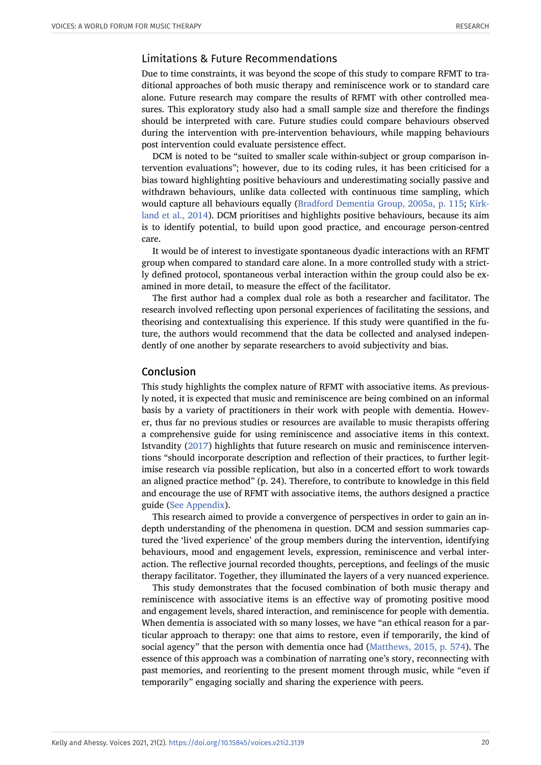## Limitations & Future Recommendations

Due to time constraints, it was beyond the scope of this study to compare RFMT to traditional approaches of both music therapy and reminiscence work or to standard care alone. Future research may compare the results of RFMT with other controlled measures. This exploratory study also had a small sample size and therefore the findings should be interpreted with care. Future studies could compare behaviours observed during the intervention with pre-intervention behaviours, while mapping behaviours post intervention could evaluate persistence effect.

DCM is noted to be "suited to smaller scale within-subject or group comparison intervention evaluations"; however, due to its coding rules, it has been criticised for a bias toward highlighting positive behaviours and underestimating socially passive and withdrawn behaviours, unlike data collected with continuous time sampling, which would capture all behaviours equally (Bradford Dementia Group, 2005a, p. 115; Kirkland et al., 2014). DCM prioritises and highlights positive behaviours, because its aim is to identify potential, to build upon good practice, and encourage person-centred care.

It would be of interest to investigate spontaneous dyadic interactions with an RFMT group when compared to standard care alone. In a more controlled study with a strictly defined protocol, spontaneous verbal interaction within the group could also be examined in more detail, to measure the effect of the facilitator.

The first author had a complex dual role as both a researcher and facilitator. The research involved reflecting upon personal experiences of facilitating the sessions, and theorising and contextualising this experience. If this study were quantified in the future, the authors would recommend that the data be collected and analysed independently of one another by separate researchers to avoid subjectivity and bias.

## Conclusion

This study highlights the complex nature of RFMT with associative items. As previously noted, it is expected that music and reminiscence are being combined on an informal basis by a variety of practitioners in their work with people with dementia. However, thus far no previous studies or resources are available to music therapists offering a comprehensive guide for using reminiscence and associative items in this context. Istvandity (2017) highlights that future research on music and reminiscence interventions "should incorporate description and reflection of their practices, to further legitimise research via possible replication, but also in a concerted effort to work towards an aligned practice method" (p. 24). Therefore, to contribute to knowledge in this field and encourage the use of RFMT with associative items, the authors designed a practice guide (See Appendix).

This research aimed to provide a convergence of perspectives in order to gain an in-depth understanding of the phenomena in question. DCM and session summaries captured the 'lived experience' of the group members during the intervention, identifying behaviours, mood and engagement levels, expression, reminiscence and verbal interaction. The reflective journal recorded thoughts, perceptions, and feelings of the music therapy facilitator. Together, they illuminated the layers of a very nuanced experience.

This study demonstrates that the focused combination of both music therapy and reminiscence with associative items is an effective way of promoting positive mood and engagement levels, shared interaction, and reminiscence for people with dementia. When dementia is associated with so many losses, we have "an ethical reason for a particular approach to therapy: one that aims to restore, even if temporarily, the kind of social agency" that the person with dementia once had (Matthews, 2015, p. 574). The essence of this approach was a combination of narrating one's story, reconnecting with past memories, and reorienting to the present moment through music, while "even if temporarily" engaging socially and sharing the experience with peers.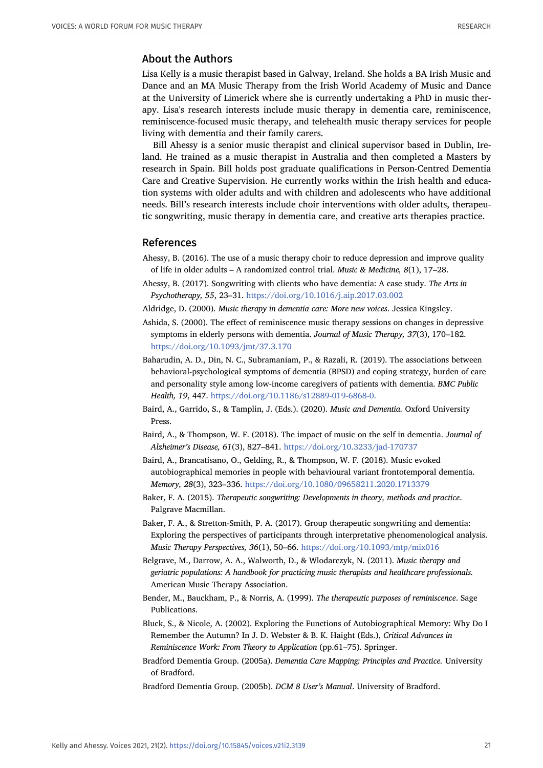## About the Authors

Lisa Kelly is a music therapist based in Galway, Ireland. She holds a BA Irish Music and Dance and an MA Music Therapy from the Irish World Academy of Music and Dance at the University of Limerick where she is currently undertaking a PhD in music therapy. Lisa's research interests include music therapy in dementia care, reminiscence, reminiscence-focused music therapy, and telehealth music therapy services for people living with dementia and their family carers.

Bill Ahessy is a senior music therapist and clinical supervisor based in Dublin, Ireland. He trained as a music therapist in Australia and then completed a Masters by research in Spain. Bill holds post graduate qualifications in Person-Centred Dementia Care and Creative Supervision. He currently works within the Irish health and education systems with older adults and with children and adolescents who have additional needs. Bill's research interests include choir interventions with older adults, therapeutic songwriting, music therapy in dementia care, and creative arts therapies practice.

## References

Ahessy, B. (2016). The use of a music therapy choir to reduce depression and improve quality of life in older adults – A randomized control trial. *Music & Medicine, 8*(1), 17–28.

Ahessy, B. (2017). Songwriting with clients who have dementia: A case study. *The Arts in Psychotherapy, 55*, 23–31. https://doi.org/10.1016/j.aip.2017.03.002

Aldridge, D. (2000). *Music therapy in dementia care: More new voices*. Jessica Kingsley.

Ashida, S. (2000). The effect of reminiscence music therapy sessions on changes in depressive symptoms in elderly persons with dementia. *Journal of Music Therapy, 37*(3), 170–182. https://doi.org/10.1093/jmt/37.3.170

Baharudin, A. D., Din, N. C., Subramaniam, P., & Razali, R. (2019). The associations between behavioral-psychological symptoms of dementia (BPSD) and coping strategy, burden of care and personality style among low-income caregivers of patients with dementia. *BMC Public Health, 19*, 447. https://doi.org/10.1186/s12889-019-6868-0.

Baird, A., Garrido, S., & Tamplin, J. (Eds.). (2020). *Music and Dementia.* Oxford University Press.

Baird, A., & Thompson, W. F. (2018). The impact of music on the self in dementia. *Journal of Alzheimer's Disease, 61*(3), 827–841. https://doi.org/10.3233/jad-170737

Baird, A., Brancatisano, O., Gelding, R., & Thompson, W. F. (2018). Music evoked autobiographical memories in people with behavioural variant frontotemporal dementia. *Memory, 28*(3), 323–336. https://doi.org/10.1080/09658211.2020.1713379

Baker, F. A. (2015). *Therapeutic songwriting: Developments in theory, methods and practice*. Palgrave Macmillan.

Baker, F. A., & Stretton-Smith, P. A. (2017). Group therapeutic songwriting and dementia: Exploring the perspectives of participants through interpretative phenomenological analysis. *Music Therapy Perspectives, 36*(1), 50–66. https://doi.org/10.1093/mtp/mix016

Belgrave, M., Darrow, A. A., Walworth, D., & Wlodarczyk, N. (2011). *Music therapy and geriatric populations: A handbook for practicing music therapists and healthcare professionals.* American Music Therapy Association.

Bender, M., Bauckham, P., & Norris, A. (1999). *The therapeutic purposes of reminiscence*. Sage Publications.

Bluck, S., & Nicole, A. (2002). Exploring the Functions of Autobiographical Memory: Why Do I Remember the Autumn? In J. D. Webster & B. K. Haight (Eds.), *Critical Advances in Reminiscence Work: From Theory to Application* (pp.61–75). Springer.

Bradford Dementia Group. (2005a). *Dementia Care Mapping: Principles and Practice.* University of Bradford.

Bradford Dementia Group. (2005b). *DCM 8 User's Manual*. University of Bradford.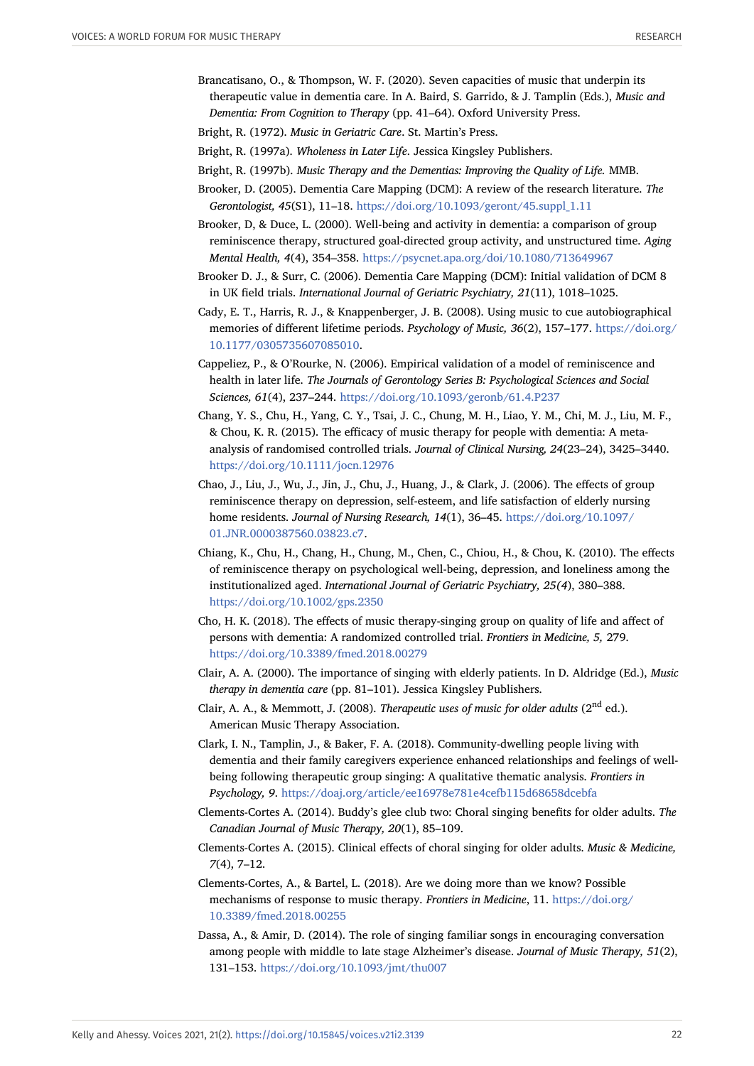Brancatisano, O., & Thompson, W. F. (2020). Seven capacities of music that underpin its therapeutic value in dementia care. In A. Baird, S. Garrido, & J. Tamplin (Eds.), *Music and Dementia: From Cognition to Therapy* (pp. 41–64). Oxford University Press.

Bright, R. (1972). *Music in Geriatric Care*. St. Martin's Press.

Bright, R. (1997a). *Wholeness in Later Life*. Jessica Kingsley Publishers.

Bright, R. (1997b). *Music Therapy and the Dementias: Improving the Quality of Life.* MMB.

Brooker, D. (2005). Dementia Care Mapping (DCM): A review of the research literature. *The Gerontologist, 45*(S1), 11–18. https://doi.org/10.1093/geront/45.suppl_1.11

Brooker, D, & Duce, L. (2000). Well-being and activity in dementia: a comparison of group reminiscence therapy, structured goal-directed group activity, and unstructured time. *Aging Mental Health, 4*(4), 354–358. https://psycnet.apa.org/doi/10.1080/713649967

Brooker D. J., & Surr, C. (2006). Dementia Care Mapping (DCM): Initial validation of DCM 8 in UK field trials. *International Journal of Geriatric Psychiatry, 21*(11), 1018–1025.

Cady, E. T., Harris, R. J., & Knappenberger, J. B. (2008). Using music to cue autobiographical memories of different lifetime periods. *Psychology of Music, 36*(2), 157–177. https://doi.org/10.1177/0305735607085010.

Cappeliez, P., & O'Rourke, N. (2006). Empirical validation of a model of reminiscence and health in later life. *The Journals of Gerontology Series B: Psychological Sciences and Social Sciences, 61*(4), 237–244. https://doi.org/10.1093/geronb/61.4.P237

Chang, Y. S., Chu, H., Yang, C. Y., Tsai, J. C., Chung, M. H., Liao, Y. M., Chi, M. J., Liu, M. F., & Chou, K. R. (2015). The efficacy of music therapy for people with dementia: A meta-analysis of randomised controlled trials. *Journal of Clinical Nursing, 24*(23–24), 3425–3440. https://doi.org/10.1111/jocn.12976

Chao, J., Liu, J., Wu, J., Jin, J., Chu, J., Huang, J., & Clark, J. (2006). The effects of group reminiscence therapy on depression, self-esteem, and life satisfaction of elderly nursing home residents. *Journal of Nursing Research, 14*(1), 36–45. https://doi.org/10.1097/01.JNR.0000387560.03823.c7.

Chiang, K., Chu, H., Chang, H., Chung, M., Chen, C., Chiou, H., & Chou, K. (2010). The effects of reminiscence therapy on psychological well-being, depression, and loneliness among the institutionalized aged. *International Journal of Geriatric Psychiatry, 25(4*), 380–388. https://doi.org/10.1002/gps.2350

Cho, H. K. (2018). The effects of music therapy-singing group on quality of life and affect of persons with dementia: A randomized controlled trial. *Frontiers in Medicine, 5,* 279. https://doi.org/10.3389/fmed.2018.00279

Clair, A. A. (2000). The importance of singing with elderly patients. In D. Aldridge (Ed.), *Music therapy in dementia care* (pp. 81–101). Jessica Kingsley Publishers.

Clair, A. A., & Memmott, J. (2008). *Therapeutic uses of music for older adults* (2nd ed.). American Music Therapy Association.

Clark, I. N., Tamplin, J., & Baker, F. A. (2018). Community-dwelling people living with dementia and their family caregivers experience enhanced relationships and feelings of well-being following therapeutic group singing: A qualitative thematic analysis. *Frontiers in Psychology, 9*. https://doaj.org/article/ee16978e781e4cefb115d68658dcebfa

Clements-Cortes A. (2014). Buddy's glee club two: Choral singing benefits for older adults. *The Canadian Journal of Music Therapy, 20*(1), 85–109.

Clements-Cortes A. (2015). Clinical effects of choral singing for older adults. *Music & Medicine, 7*(4), 7–12.

Clements-Cortes, A., & Bartel, L. (2018). Are we doing more than we know? Possible mechanisms of response to music therapy. *Frontiers in Medicine*, 11. https://doi.org/10.3389/fmed.2018.00255

Dassa, A., & Amir, D. (2014). The role of singing familiar songs in encouraging conversation among people with middle to late stage Alzheimer's disease. *Journal of Music Therapy, 51*(2), 131–153. https://doi.org/10.1093/jmt/thu007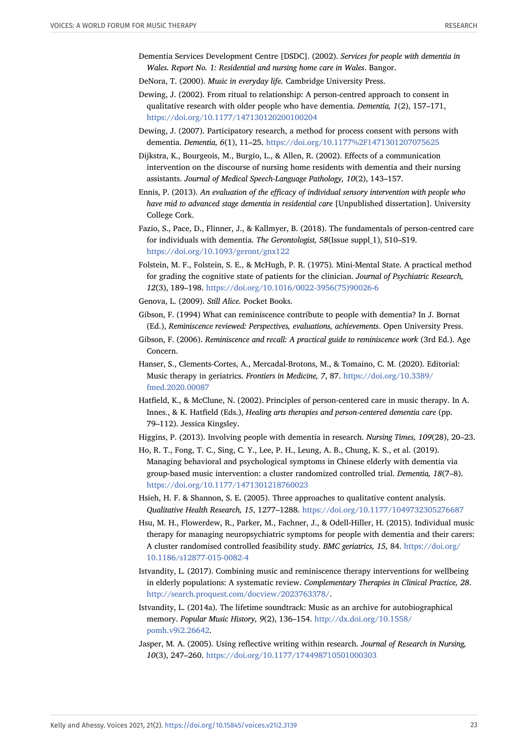Dementia Services Development Centre [DSDC]. (2002). *Services for people with dementia in Wales. Report No. 1: Residential and nursing home care in Wales*. Bangor.

DeNora, T. (2000). *Music in everyday life.* Cambridge University Press.

Dewing, J. (2002). From ritual to relationship: A person-centred approach to consent in qualitative research with older people who have dementia. *Dementia, 1*(2), 157–171, https://doi.org/10.1177/147130120200100204

Dewing, J. (2007). Participatory research, a method for process consent with persons with dementia. *Dementia, 6*(1), 11–25. https://doi.org/10.1177%2F1471301207075625

Dijkstra, K., Bourgeois, M., Burgio, L., & Allen, R. (2002). Effects of a communication intervention on the discourse of nursing home residents with dementia and their nursing assistants. *Journal of Medical Speech-Language Pathology, 10*(2), 143–157.

Ennis, P. (2013). *An evaluation of the efficacy of individual sensory intervention with people who have mid to advanced stage dementia in residential care* [Unpublished dissertation]. University College Cork.

Fazio, S., Pace, D., Flinner, J., & Kallmyer, B. (2018). The fundamentals of person-centred care for individuals with dementia. *The Gerontologist, 58*(Issue suppl_1), S10–S19. https://doi.org/10.1093/geront/gnx122

Folstein, M. F., Folstein, S. E., & McHugh, P. R. (1975). Mini-Mental State. A practical method for grading the cognitive state of patients for the clinician. *Journal of Psychiatric Research, 12*(3), 189–198. https://doi.org/10.1016/0022-3956(75)90026-6

Genova, L. (2009). *Still Alice.* Pocket Books.

Gibson, F. (1994) What can reminiscence contribute to people with dementia? In J. Bornat (Ed.), *Reminiscence reviewed: Perspectives, evaluations, achievements*. Open University Press.

Gibson, F. (2006). *Reminiscence and recall: A practical guide to reminiscence work* (3rd Ed.). Age Concern.

Hanser, S., Clements-Cortes, A., Mercadal-Brotons, M., & Tomaino, C. M. (2020). Editorial: Music therapy in geriatrics. *Frontiers in Medicine, 7*, 87. https://doi.org/10.3389/fmed.2020.00087

Hatfield, K., & McClune, N. (2002). Principles of person-centered care in music therapy. In A. Innes., & K. Hatfield (Eds.), *Healing arts therapies and person-centered dementia care* (pp. 79–112). Jessica Kingsley.

Higgins, P. (2013). Involving people with dementia in research. *Nursing Times, 109*(28), 20–23.

Ho, R. T., Fong, T. C., Sing, C. Y., Lee, P. H., Leung, A. B., Chung, K. S., et al. (2019). Managing behavioral and psychological symptoms in Chinese elderly with dementia via group-based music intervention: a cluster randomized controlled trial. *Dementia, 18*(7–8). https://doi.org/10.1177/1471301218760023

Hsieh, H. F. & Shannon, S. E. (2005). Three approaches to qualitative content analysis. *Qualitative Health Research, 15*, 1277–1288. https://doi.org/10.1177/1049732305276687

Hsu, M. H., Flowerdew, R., Parker, M., Fachner, J., & Odell-Hiller, H. (2015). Individual music therapy for managing neuropsychiatric symptoms for people with dementia and their carers: A cluster randomised controlled feasibility study. *BMC geriatrics, 15,* 84. https://doi.org/10.1186/s12877-015-0082-4

Istvandity, L. (2017). Combining music and reminiscence therapy interventions for wellbeing in elderly populations: A systematic review. *Complementary Therapies in Clinical Practice, 28*. http://search.proquest.com/docview/2023763378/.

Istvandity, L. (2014a). The lifetime soundtrack: Music as an archive for autobiographical memory. *Popular Music History, 9*(2), 136–154. http://dx.doi.org/10.1558/pomh.v9i2.26642.

Jasper, M. A. (2005). Using reflective writing within research. *Journal of Research in Nursing, 10*(3), 247–260. https://doi.org/10.1177/174498710501000303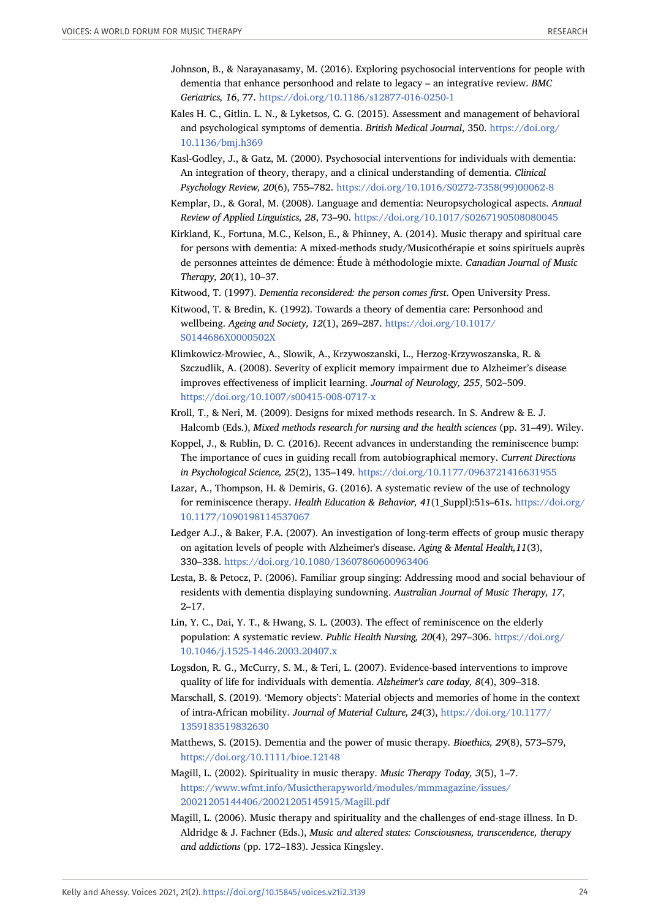Johnson, B., & Narayanasamy, M. (2016). Exploring psychosocial interventions for people with dementia that enhance personhood and relate to legacy – an integrative review. *BMC Geriatrics, 16*, 77. https://doi.org/10.1186/s12877-016-0250-1

Kales H. C., Gitlin. L. N., & Lyketsos, C. G. (2015). Assessment and management of behavioral and psychological symptoms of dementia. *British Medical Journal*, 350. https://doi.org/10.1136/bmj.h369

Kasl-Godley, J., & Gatz, M. (2000). Psychosocial interventions for individuals with dementia: An integration of theory, therapy, and a clinical understanding of dementia. *Clinical Psychology Review, 20*(6), 755–782. https://doi.org/10.1016/S0272-7358(99)00062-8

Kemplar, D., & Goral, M. (2008). Language and dementia: Neuropsychological aspects. *Annual Review of Applied Linguistics, 28*, 73–90. https://doi.org/10.1017/S0267190508080045

Kirkland, K., Fortuna, M.C., Kelson, E., & Phinney, A. (2014). Music therapy and spiritual care for persons with dementia: A mixed-methods study/Musicothérapie et soins spirituels auprès de personnes atteintes de démence: Étude à méthodologie mixte. *Canadian Journal of Music Therapy, 20*(1), 10–37.

Kitwood, T. (1997). *Dementia reconsidered: the person comes first*. Open University Press.

Kitwood, T. & Bredin, K. (1992). Towards a theory of dementia care: Personhood and wellbeing. *Ageing and Society, 12*(1), 269–287. https://doi.org/10.1017/S0144686X0000502X

Klimkowicz-Mrowiec, A., Slowik, A., Krzywoszanski, L., Herzog-Krzywoszanska, R. & Szczudlik, A. (2008). Severity of explicit memory impairment due to Alzheimer's disease improves effectiveness of implicit learning. *Journal of Neurology, 255*, 502–509. https://doi.org/10.1007/s00415-008-0717-x

Kroll, T., & Neri, M. (2009). Designs for mixed methods research. In S. Andrew & E. J. Halcomb (Eds.), *Mixed methods research for nursing and the health sciences* (pp. 31–49). Wiley.

Koppel, J., & Rublin, D. C. (2016). Recent advances in understanding the reminiscence bump: The importance of cues in guiding recall from autobiographical memory. *Current Directions in Psychological Science, 25*(2), 135–149. https://doi.org/10.1177/0963721416631955

Lazar, A., Thompson, H. & Demiris, G. (2016). A systematic review of the use of technology for reminiscence therapy. *Health Education & Behavior, 41*(1_Suppl):51s–61s. https://doi.org/10.1177/1090198114537067

Ledger A.J., & Baker, F.A. (2007). An investigation of long-term effects of group music therapy on agitation levels of people with Alzheimer's disease. *Aging & Mental Health,11*(3), 330–338. https://doi.org/10.1080/13607860600963406

Lesta, B. & Petocz, P. (2006). Familiar group singing: Addressing mood and social behaviour of residents with dementia displaying sundowning. *Australian Journal of Music Therapy, 17*, 2–17.

Lin, Y. C., Dai, Y. T., & Hwang, S. L. (2003). The effect of reminiscence on the elderly population: A systematic review. *Public Health Nursing, 20*(4), 297–306. https://doi.org/10.1046/j.1525-1446.2003.20407.x

Logsdon, R. G., McCurry, S. M., & Teri, L. (2007). Evidence-based interventions to improve quality of life for individuals with dementia. *Alzheimer's care today, 8*(4), 309–318.

Marschall, S. (2019). 'Memory objects': Material objects and memories of home in the context of intra-African mobility. *Journal of Material Culture, 24*(3), https://doi.org/10.1177/1359183519832630

Matthews, S. (2015). Dementia and the power of music therapy. *Bioethics, 29*(8), 573–579, https://doi.org/10.1111/bioe.12148

Magill, L. (2002). Spirituality in music therapy. *Music Therapy Today, 3*(5), 1–7. https://www.wfmt.info/Musictherapyworld/modules/mmmagazine/issues/20021205144406/20021205145915/Magill.pdf

Magill, L. (2006). Music therapy and spirituality and the challenges of end-stage illness. In D. Aldridge & J. Fachner (Eds.), *Music and altered states: Consciousness, transcendence, therapy and addictions* (pp. 172–183). Jessica Kingsley.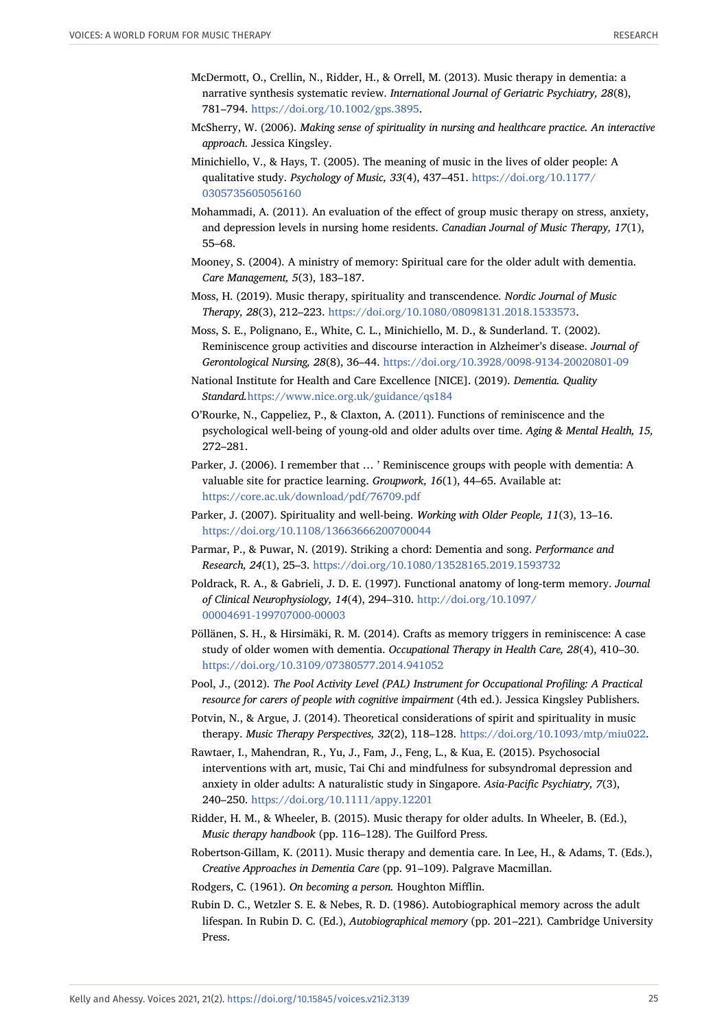McDermott, O., Crellin, N., Ridder, H., & Orrell, M. (2013). Music therapy in dementia: a narrative synthesis systematic review. *International Journal of Geriatric Psychiatry, 28*(8), 781–794. https://doi.org/10.1002/gps.3895.

McSherry, W. (2006). *Making sense of spirituality in nursing and healthcare practice. An interactive approach.* Jessica Kingsley.

Minichiello, V., & Hays, T. (2005). The meaning of music in the lives of older people: A qualitative study. *Psychology of Music, 33*(4), 437–451. https://doi.org/10.1177/0305735605056160

Mohammadi, A. (2011). An evaluation of the effect of group music therapy on stress, anxiety, and depression levels in nursing home residents. *Canadian Journal of Music Therapy, 17*(1), 55–68.

Mooney, S. (2004). A ministry of memory: Spiritual care for the older adult with dementia. *Care Management, 5*(3), 183–187.

Moss, H. (2019). Music therapy, spirituality and transcendence. *Nordic Journal of Music Therapy, 28*(3), 212–223. https://doi.org/10.1080/08098131.2018.1533573.

Moss, S. E., Polignano, E., White, C. L., Minichiello, M. D., & Sunderland. T. (2002). Reminiscence group activities and discourse interaction in Alzheimer's disease. *Journal of Gerontological Nursing, 28*(8), 36–44. https://doi.org/10.3928/0098-9134-20020801-09

National Institute for Health and Care Excellence [NICE]. (2019). *Dementia. Quality Standard.*https://www.nice.org.uk/guidance/qs184

O'Rourke, N., Cappeliez, P., & Claxton, A. (2011). Functions of reminiscence and the psychological well-being of young-old and older adults over time. *Aging & Mental Health, 15,* 272–281.

Parker, J. (2006). I remember that … ' Reminiscence groups with people with dementia: A valuable site for practice learning. *Groupwork, 16*(1), 44–65. Available at: https://core.ac.uk/download/pdf/76709.pdf

Parker, J. (2007). Spirituality and well-being. *Working with Older People, 11*(3), 13–16. https://doi.org/10.1108/13663666200700044

Parmar, P., & Puwar, N. (2019). Striking a chord: Dementia and song. *Performance and Research, 24*(1), 25–3. https://doi.org/10.1080/13528165.2019.1593732

Poldrack, R. A., & Gabrieli, J. D. E. (1997). Functional anatomy of long-term memory. *Journal of Clinical Neurophysiology, 14*(4), 294–310. http://doi.org/10.1097/00004691-199707000-00003

Pöllänen, S. H., & Hirsimäki, R. M. (2014). Crafts as memory triggers in reminiscence: A case study of older women with dementia. *Occupational Therapy in Health Care, 28*(4), 410–30. https://doi.org/10.3109/07380577.2014.941052

Pool, J., (2012). *The Pool Activity Level (PAL) Instrument for Occupational Profiling: A Practical resource for carers of people with cognitive impairment* (4th ed.). Jessica Kingsley Publishers.

Potvin, N., & Argue, J. (2014). Theoretical considerations of spirit and spirituality in music therapy. *Music Therapy Perspectives, 32*(2), 118–128. https://doi.org/10.1093/mtp/miu022.

Rawtaer, I., Mahendran, R., Yu, J., Fam, J., Feng, L., & Kua, E. (2015). Psychosocial interventions with art, music, Tai Chi and mindfulness for subsyndromal depression and anxiety in older adults: A naturalistic study in Singapore. *Asia-Pacific Psychiatry, 7*(3), 240–250. https://doi.org/10.1111/appy.12201

Ridder, H. M., & Wheeler, B. (2015). Music therapy for older adults. In Wheeler, B. (Ed.), *Music therapy handbook* (pp. 116–128). The Guilford Press.

Robertson-Gillam, K. (2011). Music therapy and dementia care. In Lee, H., & Adams, T. (Eds.), *Creative Approaches in Dementia Care* (pp. 91–109). Palgrave Macmillan.

Rodgers, C. (1961). *On becoming a person.* Houghton Mifflin.

Rubin D. C., Wetzler S. E. & Nebes, R. D. (1986). Autobiographical memory across the adult lifespan. In Rubin D. C. (Ed.), *Autobiographical memory* (pp. 201–221). Cambridge University Press.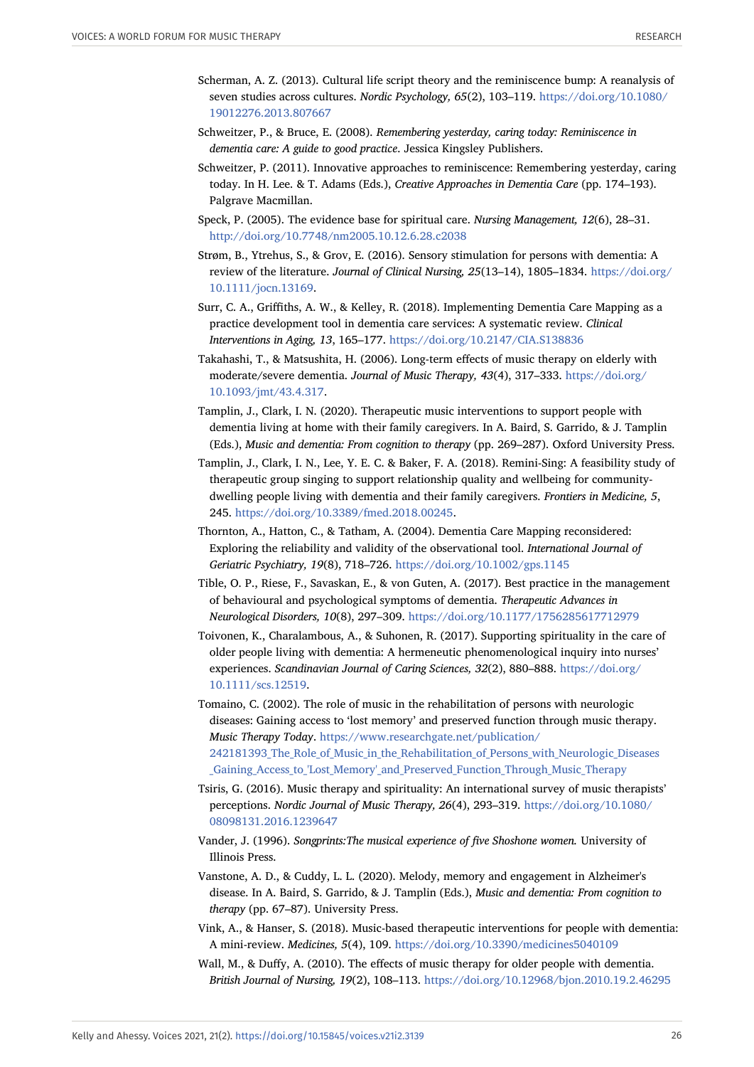Scherman, A. Z. (2013). Cultural life script theory and the reminiscence bump: A reanalysis of seven studies across cultures. *Nordic Psychology, 65*(2), 103–119. https://doi.org/10.1080/19012276.2013.807667

Schweitzer, P., & Bruce, E. (2008). *Remembering yesterday, caring today: Reminiscence in dementia care: A guide to good practice*. Jessica Kingsley Publishers.

Schweitzer, P. (2011). Innovative approaches to reminiscence: Remembering yesterday, caring today. In H. Lee. & T. Adams (Eds.), *Creative Approaches in Dementia Care* (pp. 174–193). Palgrave Macmillan.

Speck, P. (2005). The evidence base for spiritual care. *Nursing Management, 12*(6), 28–31. http://doi.org/10.7748/nm2005.10.12.6.28.c2038

Strøm, B., Ytrehus, S., & Grov, E. (2016). Sensory stimulation for persons with dementia: A review of the literature. *Journal of Clinical Nursing, 25*(13–14), 1805–1834. https://doi.org/10.1111/jocn.13169.

Surr, C. A., Griffiths, A. W., & Kelley, R. (2018). Implementing Dementia Care Mapping as a practice development tool in dementia care services: A systematic review. *Clinical Interventions in Aging, 13*, 165–177. https://doi.org/10.2147/CIA.S138836

Takahashi, T., & Matsushita, H. (2006). Long-term effects of music therapy on elderly with moderate/severe dementia. *Journal of Music Therapy, 43*(4), 317–333. https://doi.org/10.1093/jmt/43.4.317.

Tamplin, J., Clark, I. N. (2020). Therapeutic music interventions to support people with dementia living at home with their family caregivers. In A. Baird, S. Garrido, & J. Tamplin (Eds.), *Music and dementia: From cognition to therapy* (pp. 269–287). Oxford University Press.

Tamplin, J., Clark, I. N., Lee, Y. E. C. & Baker, F. A. (2018). Remini-Sing: A feasibility study of therapeutic group singing to support relationship quality and wellbeing for community-dwelling people living with dementia and their family caregivers. *Frontiers in Medicine, 5*, 245. https://doi.org/10.3389/fmed.2018.00245.

Thornton, A., Hatton, C., & Tatham, A. (2004). Dementia Care Mapping reconsidered: Exploring the reliability and validity of the observational tool. *International Journal of Geriatric Psychiatry, 19*(8), 718–726. https://doi.org/10.1002/gps.1145

Tible, O. P., Riese, F., Savaskan, E., & von Guten, A. (2017). Best practice in the management of behavioural and psychological symptoms of dementia. *Therapeutic Advances in Neurological Disorders, 10*(8), 297–309. https://doi.org/10.1177/1756285617712979

Toivonen, K., Charalambous, A., & Suhonen, R. (2017). Supporting spirituality in the care of older people living with dementia: A hermeneutic phenomenological inquiry into nurses' experiences. *Scandinavian Journal of Caring Sciences, 32*(2), 880–888. https://doi.org/10.1111/scs.12519.

Tomaino, C. (2002). The role of music in the rehabilitation of persons with neurologic diseases: Gaining access to 'lost memory' and preserved function through music therapy. *Music Therapy Today*. https://www.researchgate.net/publication/242181393_The_Role_of_Music_in_the_Rehabilitation_of_Persons_with_Neurologic_Diseases_Gaining_Access_to_'Lost_Memory'_and_Preserved_Function_Through_Music_Therapy

Tsiris, G. (2016). Music therapy and spirituality: An international survey of music therapists' perceptions. *Nordic Journal of Music Therapy, 26*(4), 293–319. https://doi.org/10.1080/08098131.2016.1239647

Vander, J. (1996). *Songprints:The musical experience of five Shoshone women.* University of Illinois Press.

Vanstone, A. D., & Cuddy, L. L. (2020). Melody, memory and engagement in Alzheimer's disease. In A. Baird, S. Garrido, & J. Tamplin (Eds.), *Music and dementia: From cognition to therapy* (pp. 67–87). University Press.

Vink, A., & Hanser, S. (2018). Music-based therapeutic interventions for people with dementia: A mini-review. *Medicines, 5*(4), 109. https://doi.org/10.3390/medicines5040109

Wall, M., & Duffy, A. (2010). The effects of music therapy for older people with dementia. *British Journal of Nursing, 19*(2), 108–113. https://doi.org/10.12968/bjon.2010.19.2.46295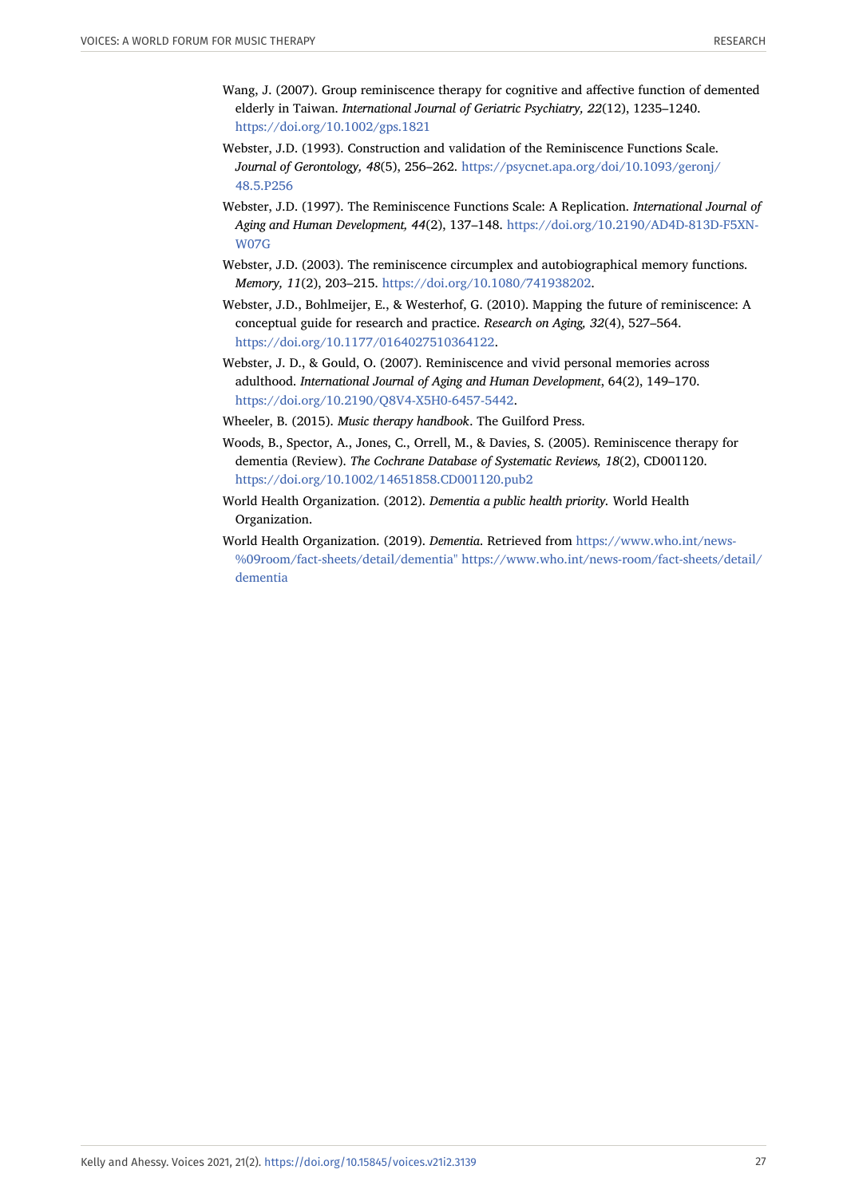Wang, J. (2007). Group reminiscence therapy for cognitive and affective function of demented elderly in Taiwan. *International Journal of Geriatric Psychiatry, 22*(12), 1235–1240. https://doi.org/10.1002/gps.1821

Webster, J.D. (1993). Construction and validation of the Reminiscence Functions Scale. *Journal of Gerontology, 48*(5), 256–262. https://psycnet.apa.org/doi/10.1093/geronj/48.5.P256

Webster, J.D. (1997). The Reminiscence Functions Scale: A Replication. *International Journal of Aging and Human Development, 44*(2), 137–148. https://doi.org/10.2190/AD4D-813D-F5XN-W07G

Webster, J.D. (2003). The reminiscence circumplex and autobiographical memory functions. *Memory, 11*(2), 203–215. https://doi.org/10.1080/741938202.

Webster, J.D., Bohlmeijer, E., & Westerhof, G. (2010). Mapping the future of reminiscence: A conceptual guide for research and practice. *Research on Aging, 32*(4), 527–564. https://doi.org/10.1177/0164027510364122.

Webster, J. D., & Gould, O. (2007). Reminiscence and vivid personal memories across adulthood. *International Journal of Aging and Human Development*, 64(2), 149–170. https://doi.org/10.2190/Q8V4-X5H0-6457-5442.

Wheeler, B. (2015). *Music therapy handbook*. The Guilford Press.

Woods, B., Spector, A., Jones, C., Orrell, M., & Davies, S. (2005). Reminiscence therapy for dementia (Review). *The Cochrane Database of Systematic Reviews, 18*(2), CD001120. https://doi.org/10.1002/14651858.CD001120.pub2

World Health Organization. (2012). *Dementia a public health priority.* World Health Organization.

World Health Organization. (2019). *Dementia*. Retrieved from https://www.who.int/news-%09room/fact-sheets/detail/dementia" https://www.who.int/news-room/fact-sheets/detail/dementia